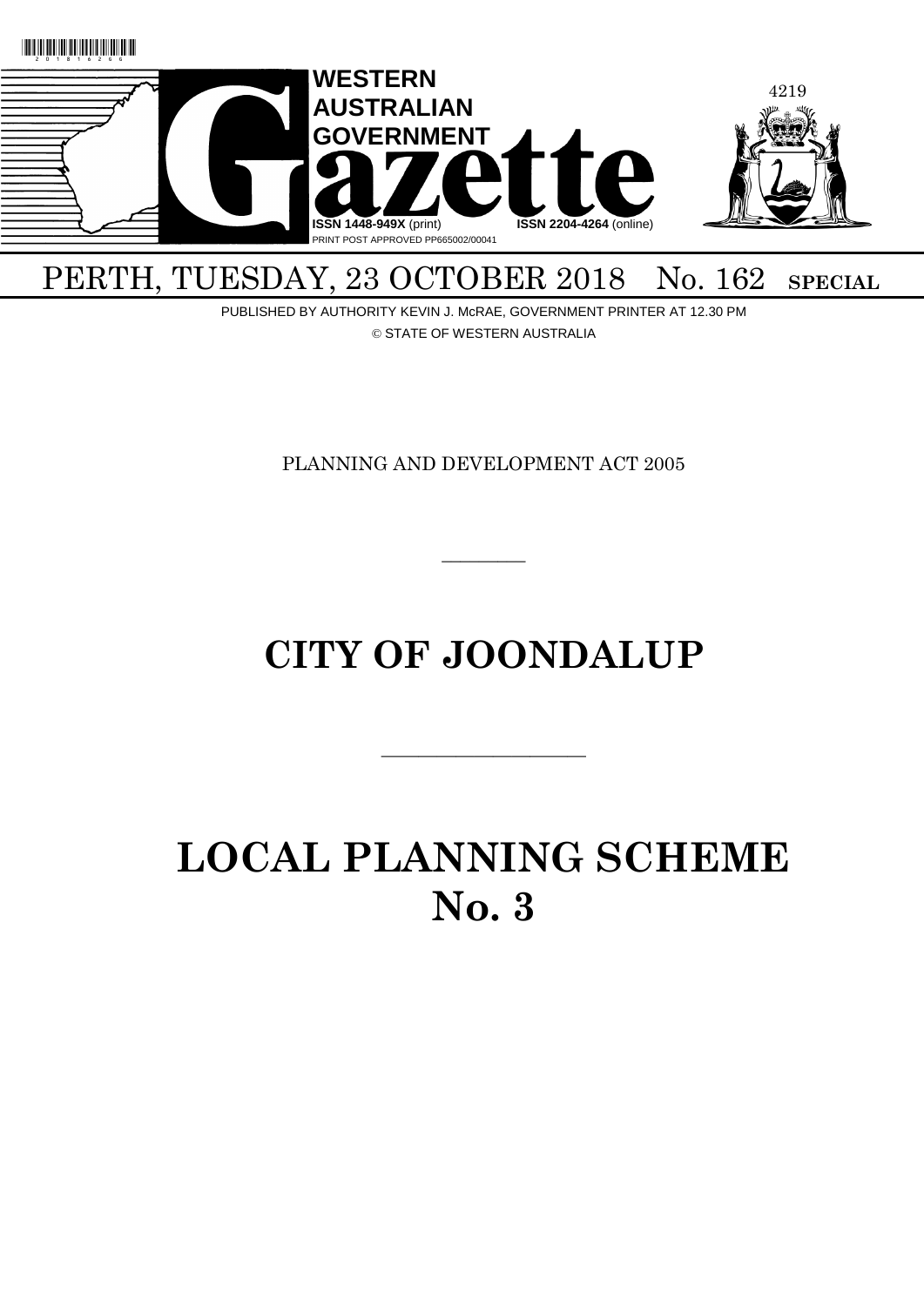# WESTERN AUSTRALIAN GOVERNMENT Gazette

ISSN 1448-949X (print) ISSN 2204-4264 (online)

PRINT POST APPROVED PP665002/00041

PERTH, TUESDAY, 23 OCTOBER 2018 No. 162 **SPECIAL**

PUBLISHED BY AUTHORITY KEVIN J. McRAE, GOVERNMENT PRINTER AT 12.30 PM

© STATE OF WESTERN AUSTRALIA

PLANNING AND DEVELOPMENT ACT 2005

---

# CITY OF JOONDALUP

---

# LOCAL PLANNING SCHEME No. 3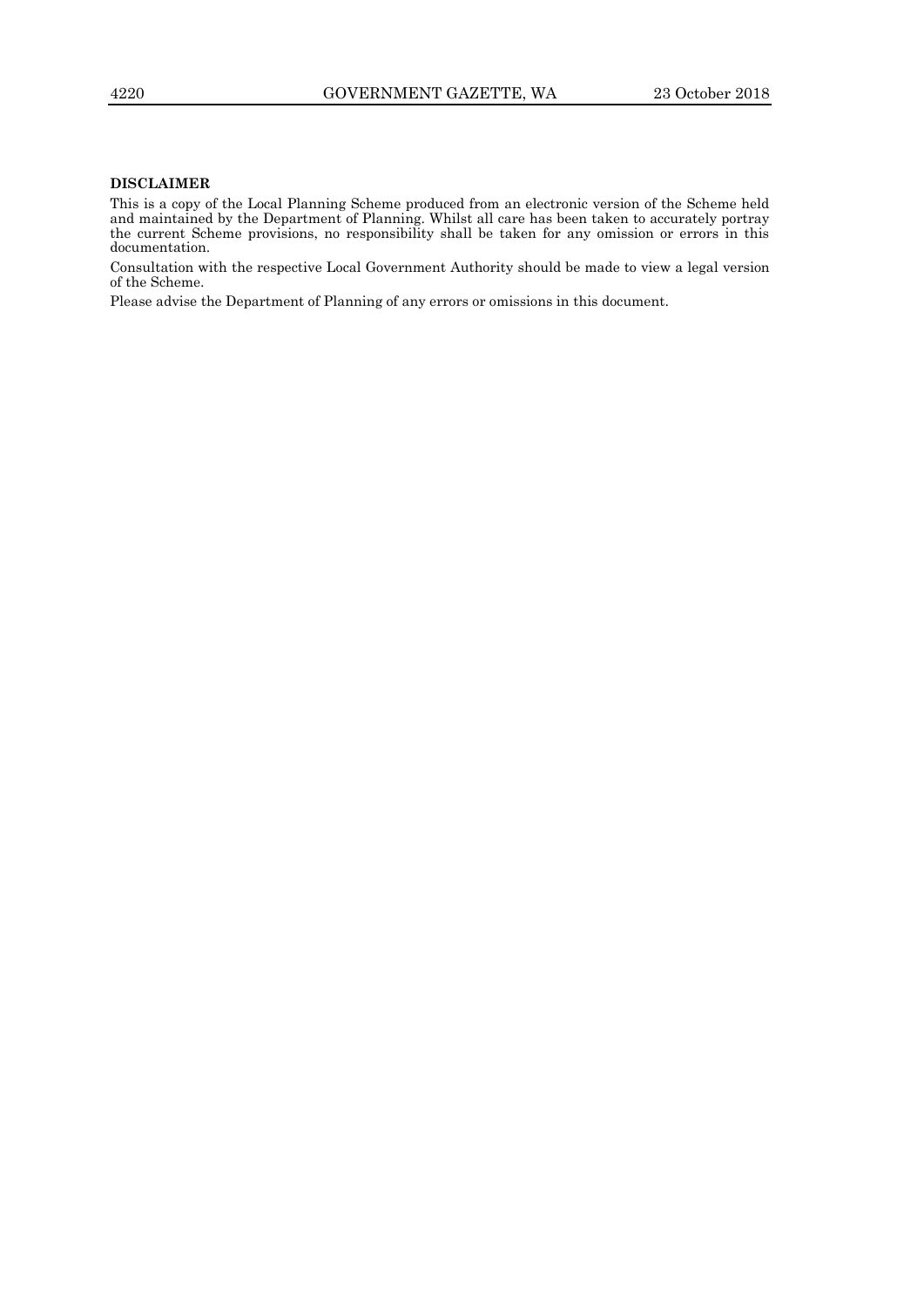**DISCLAIMER**

This is a copy of the Local Planning Scheme produced from an electronic version of the Scheme held and maintained by the Department of Planning. Whilst all care has been taken to accurately portray the current Scheme provisions, no responsibility shall be taken for any omission or errors in this documentation.

Consultation with the respective Local Government Authority should be made to view a legal version of the Scheme.

Please advise the Department of Planning of any errors or omissions in this document.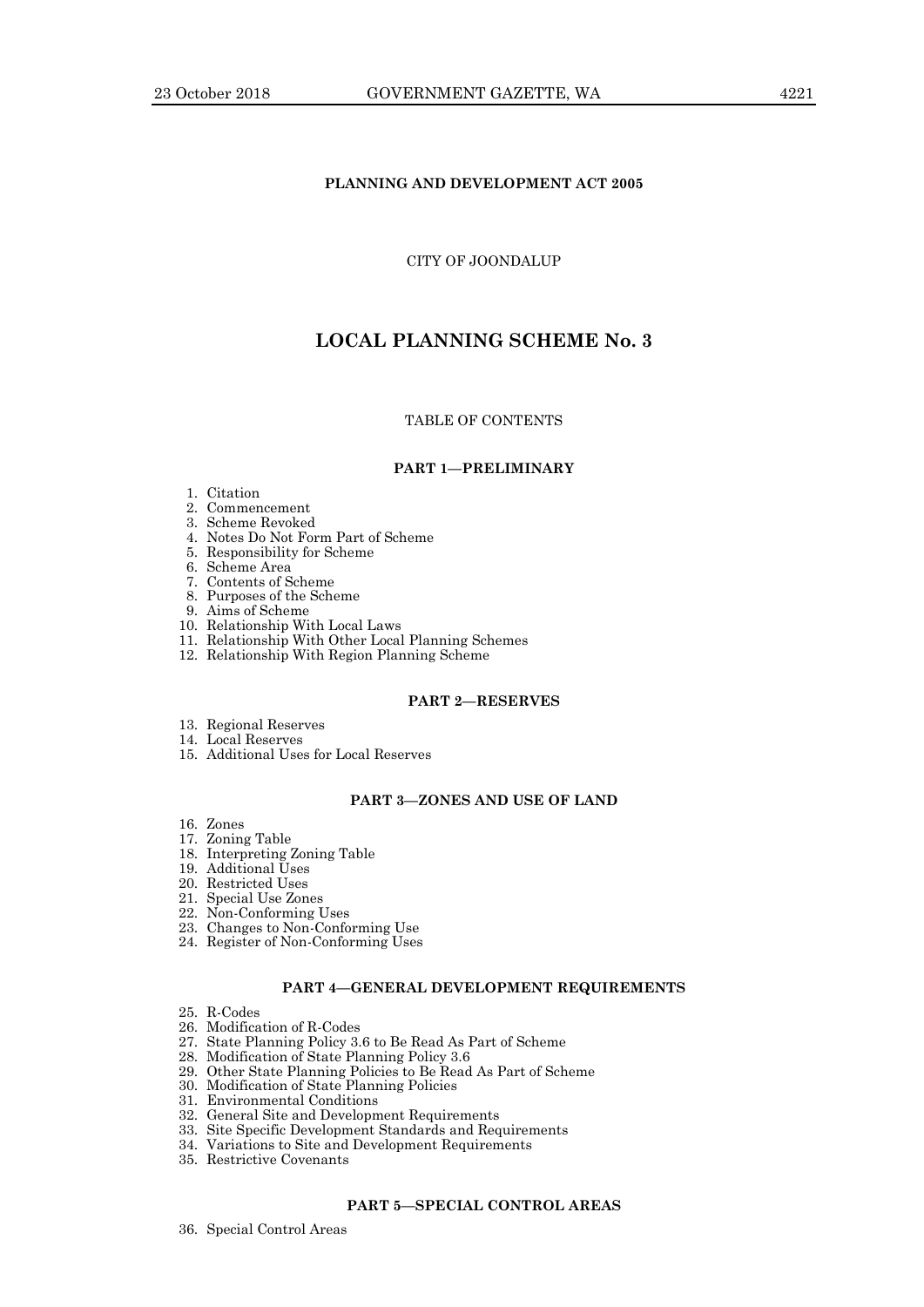**PLANNING AND DEVELOPMENT ACT 2005**

CITY OF JOONDALUP

# LOCAL PLANNING SCHEME No. 3

TABLE OF CONTENTS

## PART 1—PRELIMINARY

1. Citation
2. Commencement
3. Scheme Revoked
4. Notes Do Not Form Part of Scheme
5. Responsibility for Scheme
6. Scheme Area
7. Contents of Scheme
8. Purposes of the Scheme
9. Aims of Scheme
10. Relationship With Local Laws
11. Relationship With Other Local Planning Schemes
12. Relationship With Region Planning Scheme

## PART 2—RESERVES

13. Regional Reserves
14. Local Reserves
15. Additional Uses for Local Reserves

## PART 3—ZONES AND USE OF LAND

16. Zones
17. Zoning Table
18. Interpreting Zoning Table
19. Additional Uses
20. Restricted Uses
21. Special Use Zones
22. Non-Conforming Uses
23. Changes to Non-Conforming Use
24. Register of Non-Conforming Uses

## PART 4—GENERAL DEVELOPMENT REQUIREMENTS

25. R-Codes
26. Modification of R-Codes
27. State Planning Policy 3.6 to Be Read As Part of Scheme
28. Modification of State Planning Policy 3.6
29. Other State Planning Policies to Be Read As Part of Scheme
30. Modification of State Planning Policies
31. Environmental Conditions
32. General Site and Development Requirements
33. Site Specific Development Standards and Requirements
34. Variations to Site and Development Requirements
35. Restrictive Covenants

## PART 5—SPECIAL CONTROL AREAS

36. Special Control Areas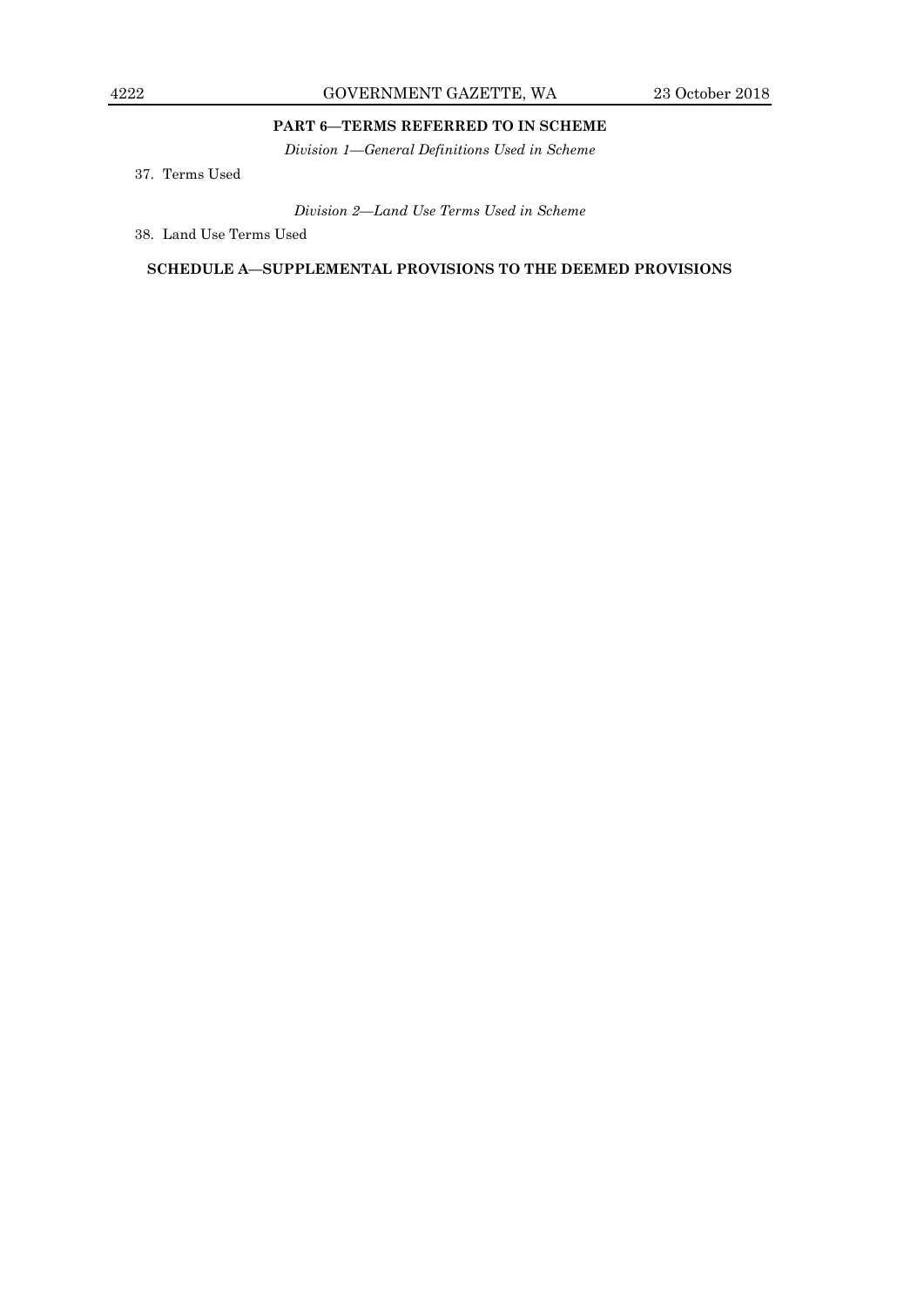## PART 6—TERMS REFERRED TO IN SCHEME

*Division 1—General Definitions Used in Scheme*

37. Terms Used

*Division 2—Land Use Terms Used in Scheme*

38. Land Use Terms Used

## SCHEDULE A—SUPPLEMENTAL PROVISIONS TO THE DEEMED PROVISIONS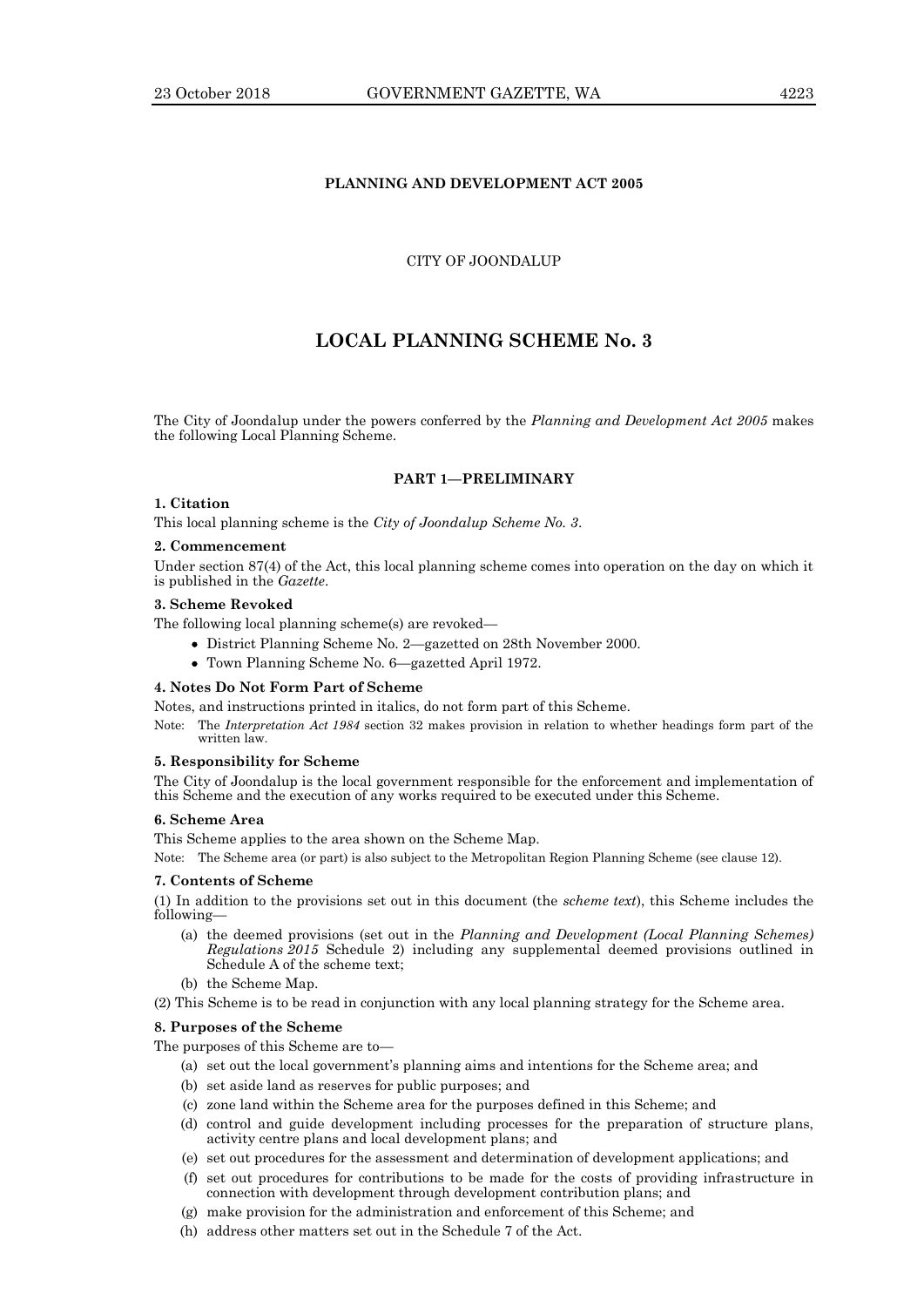**PLANNING AND DEVELOPMENT ACT 2005**

CITY OF JOONDALUP

# LOCAL PLANNING SCHEME No. 3

The City of Joondalup under the powers conferred by the *Planning and Development Act 2005* makes the following Local Planning Scheme.

## PART 1—PRELIMINARY

### 1. Citation

This local planning scheme is the *City of Joondalup Scheme No. 3*.

### 2. Commencement

Under section 87(4) of the Act, this local planning scheme comes into operation on the day on which it is published in the *Gazette*.

### 3. Scheme Revoked

The following local planning scheme(s) are revoked—

- District Planning Scheme No. 2—gazetted on 28th November 2000.
- Town Planning Scheme No. 6—gazetted April 1972.

### 4. Notes Do Not Form Part of Scheme

Notes, and instructions printed in italics, do not form part of this Scheme.

Note: The *Interpretation Act 1984* section 32 makes provision in relation to whether headings form part of the written law.

### 5. Responsibility for Scheme

The City of Joondalup is the local government responsible for the enforcement and implementation of this Scheme and the execution of any works required to be executed under this Scheme.

### 6. Scheme Area

This Scheme applies to the area shown on the Scheme Map.

Note: The Scheme area (or part) is also subject to the Metropolitan Region Planning Scheme (see clause 12).

### 7. Contents of Scheme

(1) In addition to the provisions set out in this document (the *scheme text*), this Scheme includes the following—

(a) the deemed provisions (set out in the *Planning and Development (Local Planning Schemes) Regulations 2015* Schedule 2) including any supplemental deemed provisions outlined in Schedule A of the scheme text;

(b) the Scheme Map.

(2) This Scheme is to be read in conjunction with any local planning strategy for the Scheme area.

### 8. Purposes of the Scheme

The purposes of this Scheme are to—

(a) set out the local government's planning aims and intentions for the Scheme area; and

(b) set aside land as reserves for public purposes; and

(c) zone land within the Scheme area for the purposes defined in this Scheme; and

(d) control and guide development including processes for the preparation of structure plans, activity centre plans and local development plans; and

(e) set out procedures for the assessment and determination of development applications; and

(f) set out procedures for contributions to be made for the costs of providing infrastructure in connection with development through development contribution plans; and

(g) make provision for the administration and enforcement of this Scheme; and

(h) address other matters set out in the Schedule 7 of the Act.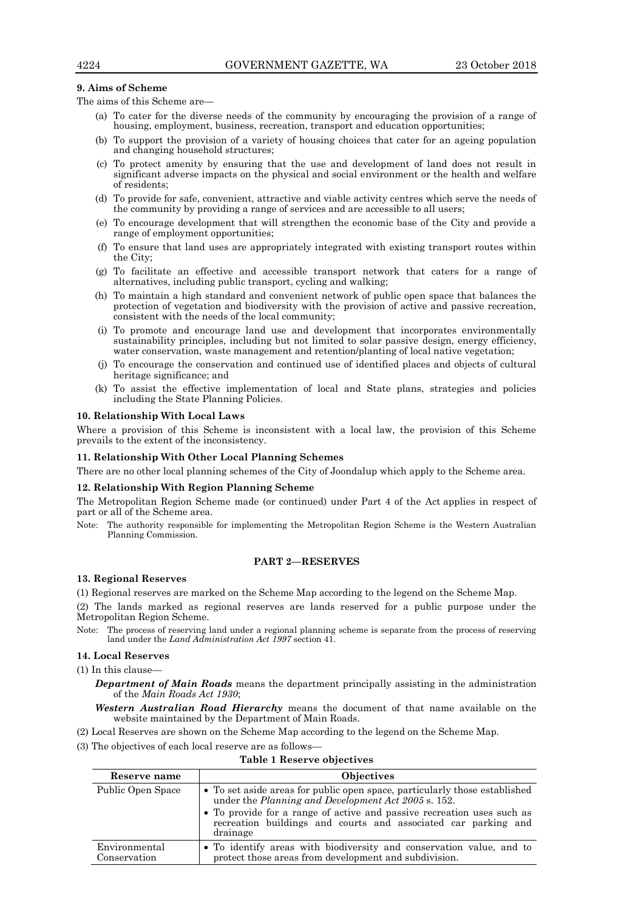**9. Aims of Scheme**

The aims of this Scheme are—

(a) To cater for the diverse needs of the community by encouraging the provision of a range of housing, employment, business, recreation, transport and education opportunities;

(b) To support the provision of a variety of housing choices that cater for an ageing population and changing household structures;

(c) To protect amenity by ensuring that the use and development of land does not result in significant adverse impacts on the physical and social environment or the health and welfare of residents;

(d) To provide for safe, convenient, attractive and viable activity centres which serve the needs of the community by providing a range of services and are accessible to all users;

(e) To encourage development that will strengthen the economic base of the City and provide a range of employment opportunities;

(f) To ensure that land uses are appropriately integrated with existing transport routes within the City;

(g) To facilitate an effective and accessible transport network that caters for a range of alternatives, including public transport, cycling and walking;

(h) To maintain a high standard and convenient network of public open space that balances the protection of vegetation and biodiversity with the provision of active and passive recreation, consistent with the needs of the local community;

(i) To promote and encourage land use and development that incorporates environmentally sustainability principles, including but not limited to solar passive design, energy efficiency, water conservation, waste management and retention/planting of local native vegetation;

(j) To encourage the conservation and continued use of identified places and objects of cultural heritage significance; and

(k) To assist the effective implementation of local and State plans, strategies and policies including the State Planning Policies.

**10. Relationship With Local Laws**

Where a provision of this Scheme is inconsistent with a local law, the provision of this Scheme prevails to the extent of the inconsistency.

**11. Relationship With Other Local Planning Schemes**

There are no other local planning schemes of the City of Joondalup which apply to the Scheme area.

**12. Relationship With Region Planning Scheme**

The Metropolitan Region Scheme made (or continued) under Part 4 of the Act applies in respect of part or all of the Scheme area.

Note: The authority responsible for implementing the Metropolitan Region Scheme is the Western Australian Planning Commission.

## PART 2—RESERVES

**13. Regional Reserves**

(1) Regional reserves are marked on the Scheme Map according to the legend on the Scheme Map.

(2) The lands marked as regional reserves are lands reserved for a public purpose under the Metropolitan Region Scheme.

Note: The process of reserving land under a regional planning scheme is separate from the process of reserving land under the *Land Administration Act 1997* section 41.

**14. Local Reserves**

(1) In this clause—

***Department of Main Roads*** means the department principally assisting in the administration of the *Main Roads Act 1930*;

***Western Australian Road Hierarchy*** means the document of that name available on the website maintained by the Department of Main Roads.

(2) Local Reserves are shown on the Scheme Map according to the legend on the Scheme Map.

(3) The objectives of each local reserve are as follows—

**Table 1 Reserve objectives**

| Reserve name | Objectives |
|---|---|
| Public Open Space | • To set aside areas for public open space, particularly those established under the *Planning and Development Act 2005* s. 152.<br>• To provide for a range of active and passive recreation uses such as recreation buildings and courts and associated car parking and drainage |
| Environmental Conservation | • To identify areas with biodiversity and conservation value, and to protect those areas from development and subdivision. |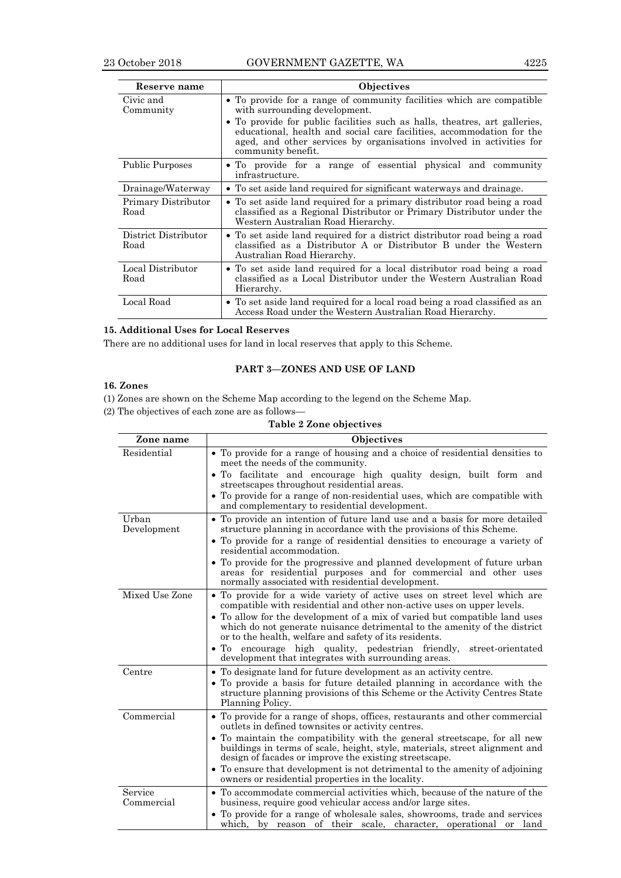| Reserve name | Objectives |
|---|---|
| Civic and Community | • To provide for a range of community facilities which are compatible with surrounding development.<br>• To provide for public facilities such as halls, theatres, art galleries, educational, health and social care facilities, accommodation for the aged, and other services by organisations involved in activities for community benefit. |
| Public Purposes | • To provide for a range of essential physical and community infrastructure. |
| Drainage/Waterway | • To set aside land required for significant waterways and drainage. |
| Primary Distributor Road | • To set aside land required for a primary distributor road being a road classified as a Regional Distributor or Primary Distributor under the Western Australian Road Hierarchy. |
| District Distributor Road | • To set aside land required for a district distributor road being a road classified as a Distributor A or Distributor B under the Western Australian Road Hierarchy. |
| Local Distributor Road | • To set aside land required for a local distributor road being a road classified as a Local Distributor under the Western Australian Road Hierarchy. |
| Local Road | • To set aside land required for a local road being a road classified as an Access Road under the Western Australian Road Hierarchy. |

**15. Additional Uses for Local Reserves**

There are no additional uses for land in local reserves that apply to this Scheme.

## PART 3—ZONES AND USE OF LAND

**16. Zones**

(1) Zones are shown on the Scheme Map according to the legend on the Scheme Map.

(2) The objectives of each zone are as follows—

**Table 2 Zone objectives**

| Zone name | Objectives |
|---|---|
| Residential | • To provide for a range of housing and a choice of residential densities to meet the needs of the community.<br>• To facilitate and encourage high quality design, built form and streetscapes throughout residential areas.<br>• To provide for a range of non-residential uses, which are compatible with and complementary to residential development. |
| Urban Development | • To provide an intention of future land use and a basis for more detailed structure planning in accordance with the provisions of this Scheme.<br>• To provide for a range of residential densities to encourage a variety of residential accommodation.<br>• To provide for the progressive and planned development of future urban areas for residential purposes and for commercial and other uses normally associated with residential development. |
| Mixed Use Zone | • To provide for a wide variety of active uses on street level which are compatible with residential and other non-active uses on upper levels.<br>• To allow for the development of a mix of varied but compatible land uses which do not generate nuisance detrimental to the amenity of the district or to the health, welfare and safety of its residents.<br>• To encourage high quality, pedestrian friendly, street-orientated development that integrates with surrounding areas. |
| Centre | • To designate land for future development as an activity centre.<br>• To provide a basis for future detailed planning in accordance with the structure planning provisions of this Scheme or the Activity Centres State Planning Policy. |
| Commercial | • To provide for a range of shops, offices, restaurants and other commercial outlets in defined townsites or activity centres.<br>• To maintain the compatibility with the general streetscape, for all new buildings in terms of scale, height, style, materials, street alignment and design of facades or improve the existing streetscape.<br>• To ensure that development is not detrimental to the amenity of adjoining owners or residential properties in the locality. |
| Service Commercial | • To accommodate commercial activities which, because of the nature of the business, require good vehicular access and/or large sites.<br>• To provide for a range of wholesale sales, showrooms, trade and services which, by reason of their scale, character, operational or land |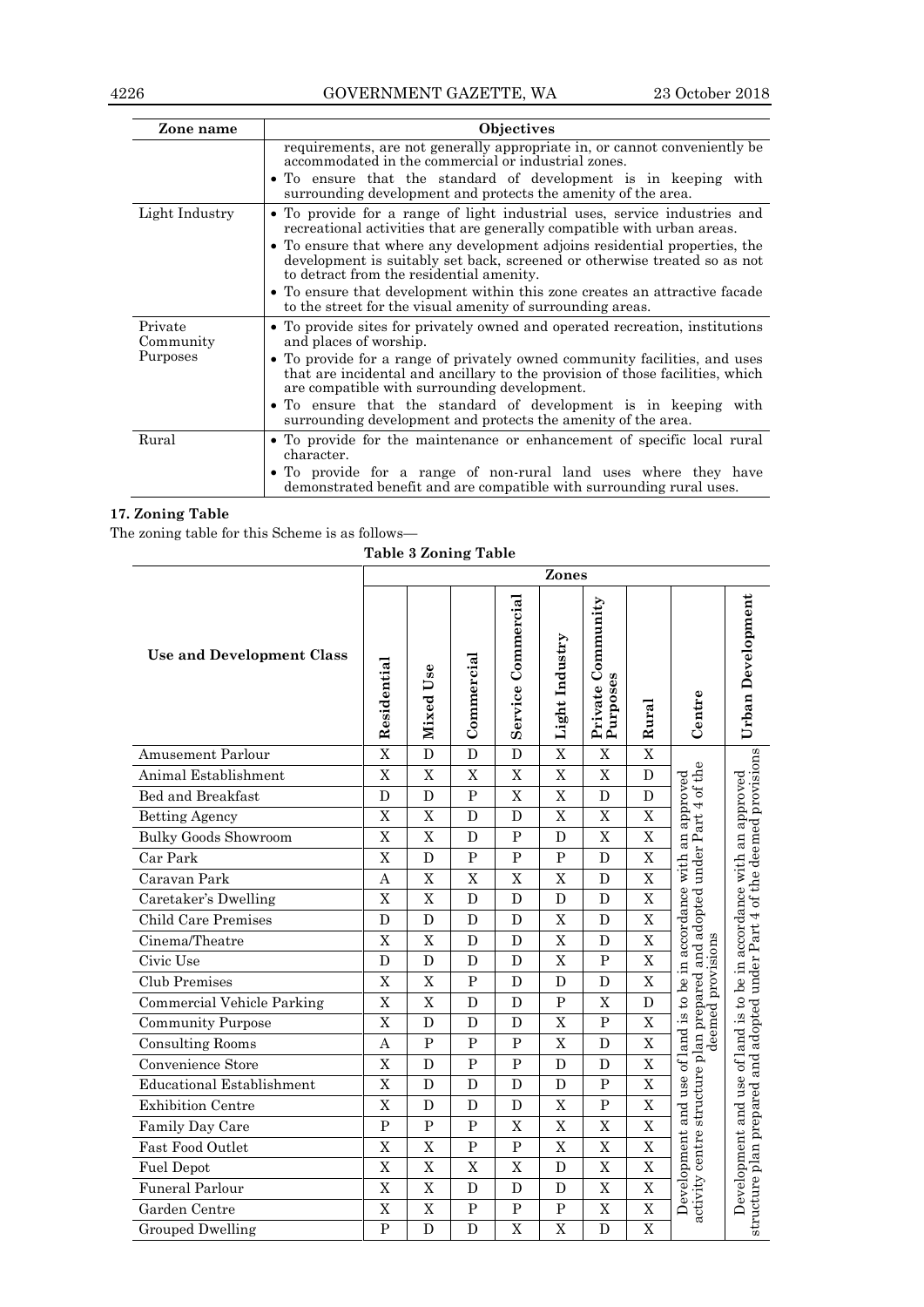| Zone name | Objectives |
|---|---|
| | requirements, are not generally appropriate in, or cannot conveniently be accommodated in the commercial or industrial zones.<br>• To ensure that the standard of development is in keeping with surrounding development and protects the amenity of the area. |
| Light Industry | • To provide for a range of light industrial uses, service industries and recreational activities that are generally compatible with urban areas.<br>• To ensure that where any development adjoins residential properties, the development is suitably set back, screened or otherwise treated so as not to detract from the residential amenity.<br>• To ensure that development within this zone creates an attractive facade to the street for the visual amenity of surrounding areas. |
| Private Community Purposes | • To provide sites for privately owned and operated recreation, institutions and places of worship.<br>• To provide for a range of privately owned community facilities, and uses that are incidental and ancillary to the provision of those facilities, which are compatible with surrounding development.<br>• To ensure that the standard of development is in keeping with surrounding development and protects the amenity of the area. |
| Rural | • To provide for the maintenance or enhancement of specific local rural character.<br>• To provide for a range of non-rural land uses where they have demonstrated benefit and are compatible with surrounding rural uses. |

**17. Zoning Table**

The zoning table for this Scheme is as follows—

**Table 3 Zoning Table**

| Use and Development Class | Zones | | | | | | | | |
|---|---|---|---|---|---|---|---|---|---|
| | Residential | Mixed Use | Commercial | Service Commercial | Light Industry | Private Community Purposes | Rural | Centre | Urban Development |
| Amusement Parlour | X | D | D | D | X | X | X | Development and use of land is to be in accordance with an approved activity centre structure plan prepared and adopted under Part 4 of the deemed provisions | Development and use of land is to be in accordance with an approved structure plan prepared and adopted under Part 4 of the deemed provisions |
| Animal Establishment | X | X | X | X | X | X | D | | |
| Bed and Breakfast | D | D | P | X | X | D | D | | |
| Betting Agency | X | X | D | D | X | X | X | | |
| Bulky Goods Showroom | X | X | D | P | D | X | X | | |
| Car Park | X | D | P | P | P | D | X | | |
| Caravan Park | A | X | X | X | X | D | X | | |
| Caretaker's Dwelling | X | X | D | D | D | D | X | | |
| Child Care Premises | D | D | D | D | X | D | X | | |
| Cinema/Theatre | X | X | D | D | X | D | X | | |
| Civic Use | D | D | D | D | X | P | X | | |
| Club Premises | X | X | P | D | D | D | X | | |
| Commercial Vehicle Parking | X | X | D | D | P | X | D | | |
| Community Purpose | X | D | D | D | X | P | X | | |
| Consulting Rooms | A | P | P | P | X | D | X | | |
| Convenience Store | X | D | P | P | D | D | X | | |
| Educational Establishment | X | D | D | D | D | P | X | | |
| Exhibition Centre | X | D | D | D | X | P | X | | |
| Family Day Care | P | P | P | X | X | X | X | | |
| Fast Food Outlet | X | X | P | P | X | X | X | | |
| Fuel Depot | X | X | X | X | D | X | X | | |
| Funeral Parlour | X | X | D | D | D | X | X | | |
| Garden Centre | X | X | P | P | P | X | X | | |
| Grouped Dwelling | P | D | D | X | X | D | X | | |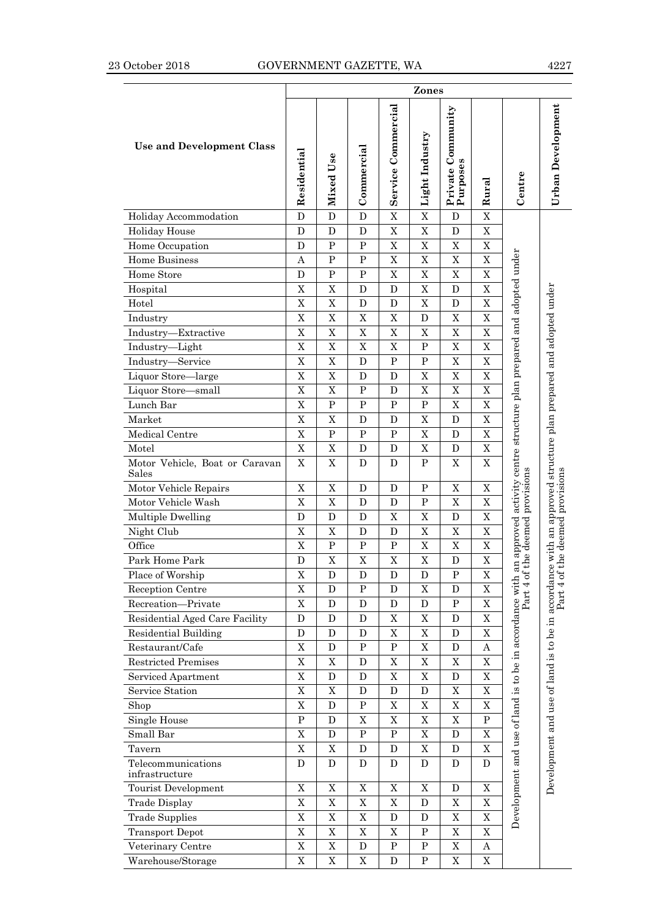| Use and Development Class | Zones | | | | | | | | |
|---|---|---|---|---|---|---|---|---|---|
| | Residential | Mixed Use | Commercial | Service Commercial | Light Industry | Private Community Purposes | Rural | Centre | Urban Development |
| Holiday Accommodation | D | D | D | X | X | D | X | Development and use of land is to be in accordance with an approved activity centre structure plan prepared and adopted under Part 4 of the deemed provisions | Development and use of land is to be in accordance with an approved structure plan prepared and adopted under Part 4 of the deemed provisions |
| Holiday House | D | D | D | X | X | D | X | | |
| Home Occupation | D | P | P | X | X | X | X | | |
| Home Business | A | P | P | X | X | X | X | | |
| Home Store | D | P | P | X | X | X | X | | |
| Hospital | X | X | D | D | X | D | X | | |
| Hotel | X | X | D | D | X | D | X | | |
| Industry | X | X | X | X | D | X | X | | |
| Industry—Extractive | X | X | X | X | X | X | X | | |
| Industry—Light | X | X | X | X | P | X | X | | |
| Industry—Service | X | X | D | P | P | X | X | | |
| Liquor Store—large | X | X | D | D | X | X | X | | |
| Liquor Store—small | X | X | P | D | X | X | X | | |
| Lunch Bar | X | P | P | P | P | X | X | | |
| Market | X | X | D | D | X | D | X | | |
| Medical Centre | X | P | P | P | X | D | X | | |
| Motel | X | X | D | D | X | D | X | | |
| Motor Vehicle, Boat or Caravan Sales | X | X | D | D | P | X | X | | |
| Motor Vehicle Repairs | X | X | D | D | P | X | X | | |
| Motor Vehicle Wash | X | X | D | D | P | X | X | | |
| Multiple Dwelling | D | D | D | X | X | D | X | | |
| Night Club | X | X | D | D | X | X | X | | |
| Office | X | P | P | P | X | X | X | | |
| Park Home Park | D | X | X | X | X | D | X | | |
| Place of Worship | X | D | D | D | D | P | X | | |
| Reception Centre | X | D | P | D | X | D | X | | |
| Recreation—Private | X | D | D | D | D | P | X | | |
| Residential Aged Care Facility | D | D | D | X | X | D | X | | |
| Residential Building | D | D | D | X | X | D | X | | |
| Restaurant/Cafe | X | D | P | P | X | D | A | | |
| Restricted Premises | X | X | D | X | X | X | X | | |
| Serviced Apartment | X | D | D | X | X | D | X | | |
| Service Station | X | X | D | D | D | X | X | | |
| Shop | X | D | P | X | X | X | X | | |
| Single House | P | D | X | X | X | X | P | | |
| Small Bar | X | D | P | P | X | D | X | | |
| Tavern | X | X | D | D | X | D | X | | |
| Telecommunications infrastructure | D | D | D | D | D | D | D | | |
| Tourist Development | X | X | X | X | X | D | X | | |
| Trade Display | X | X | X | X | D | X | X | | |
| Trade Supplies | X | X | X | D | D | X | X | | |
| Transport Depot | X | X | X | X | P | X | X | | |
| Veterinary Centre | X | X | D | P | P | X | A | | |
| Warehouse/Storage | X | X | X | D | P | X | X | | |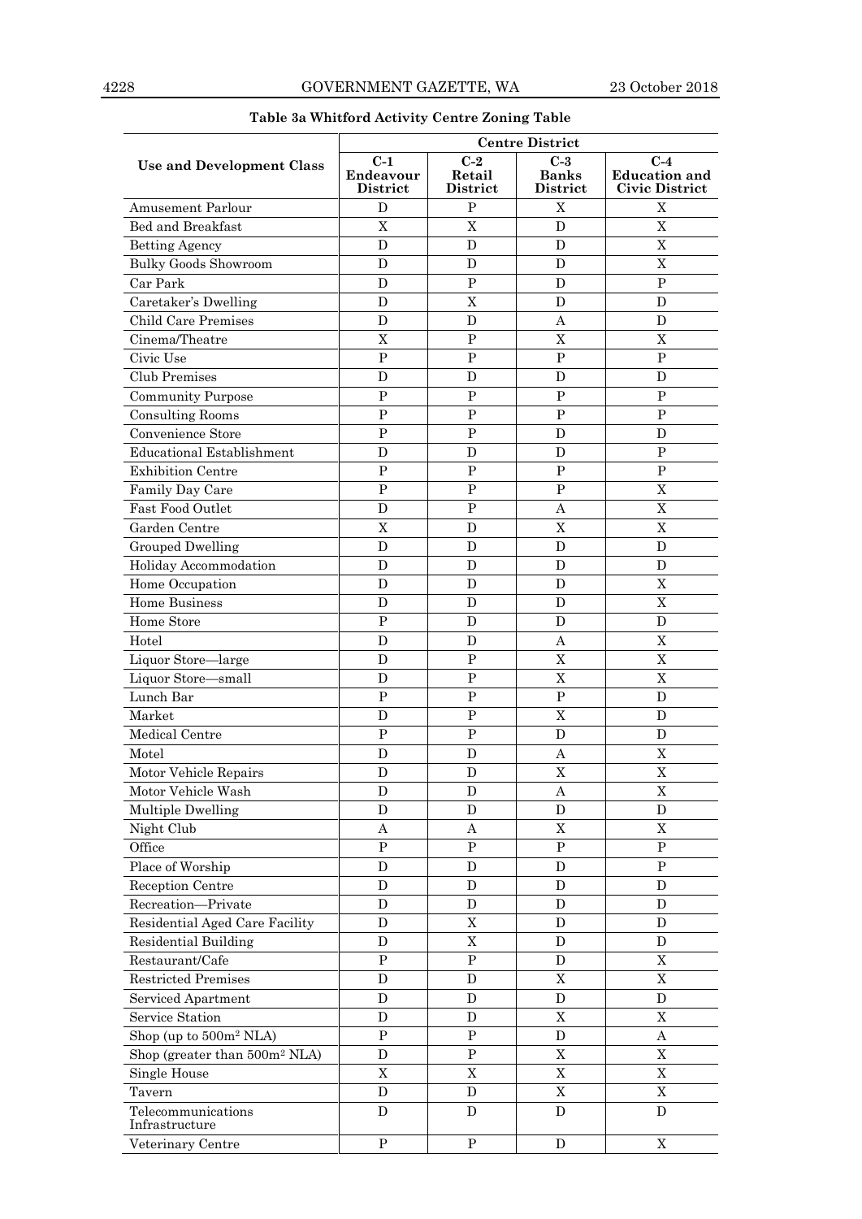**Table 3a Whitford Activity Centre Zoning Table**

| Use and Development Class | Centre District | | | |
|---|---|---|---|---|
| | C-1 Endeavour District | C-2 Retail District | C-3 Banks District | C-4 Education and Civic District |
| Amusement Parlour | D | P | X | X |
| Bed and Breakfast | X | X | D | X |
| Betting Agency | D | D | D | X |
| Bulky Goods Showroom | D | D | D | X |
| Car Park | D | P | D | P |
| Caretaker's Dwelling | D | X | D | D |
| Child Care Premises | D | D | A | D |
| Cinema/Theatre | X | P | X | X |
| Civic Use | P | P | P | P |
| Club Premises | D | D | D | D |
| Community Purpose | P | P | P | P |
| Consulting Rooms | P | P | P | P |
| Convenience Store | P | P | D | D |
| Educational Establishment | D | D | D | P |
| Exhibition Centre | P | P | P | P |
| Family Day Care | P | P | P | X |
| Fast Food Outlet | D | P | A | X |
| Garden Centre | X | D | X | X |
| Grouped Dwelling | D | D | D | D |
| Holiday Accommodation | D | D | D | D |
| Home Occupation | D | D | D | X |
| Home Business | D | D | D | X |
| Home Store | P | D | D | D |
| Hotel | D | D | A | X |
| Liquor Store—large | D | P | X | X |
| Liquor Store—small | D | P | X | X |
| Lunch Bar | P | P | P | D |
| Market | D | P | X | D |
| Medical Centre | P | P | D | D |
| Motel | D | D | A | X |
| Motor Vehicle Repairs | D | D | X | X |
| Motor Vehicle Wash | D | D | A | X |
| Multiple Dwelling | D | D | D | D |
| Night Club | A | A | X | X |
| Office | P | P | P | P |
| Place of Worship | D | D | D | P |
| Reception Centre | D | D | D | D |
| Recreation—Private | D | D | D | D |
| Residential Aged Care Facility | D | X | D | D |
| Residential Building | D | X | D | D |
| Restaurant/Cafe | P | P | D | X |
| Restricted Premises | D | D | X | X |
| Serviced Apartment | D | D | D | D |
| Service Station | D | D | X | X |
| Shop (up to 500m² NLA) | P | P | D | A |
| Shop (greater than 500m² NLA) | D | P | X | X |
| Single House | X | X | X | X |
| Tavern | D | D | X | X |
| Telecommunications Infrastructure | D | D | D | D |
| Veterinary Centre | P | P | D | X |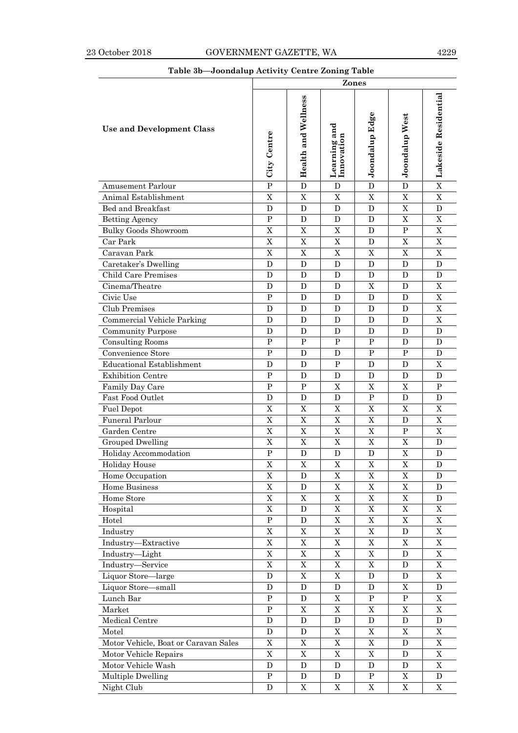**Table 3b—Joondalup Activity Centre Zoning Table**

| Use and Development Class | Zones | | | | | |
|---|---|---|---|---|---|---|
| | City Centre | Health and Wellness | Learning and Innovation | Joondalup Edge | Joondalup West | Lakeside Residential |
| Amusement Parlour | P | D | D | D | D | X |
| Animal Establishment | X | X | X | X | X | X |
| Bed and Breakfast | D | D | D | D | X | D |
| Betting Agency | P | D | D | D | X | X |
| Bulky Goods Showroom | X | X | X | D | P | X |
| Car Park | X | X | X | D | X | X |
| Caravan Park | X | X | X | X | X | X |
| Caretaker's Dwelling | D | D | D | D | D | D |
| Child Care Premises | D | D | D | D | D | D |
| Cinema/Theatre | D | D | D | X | D | X |
| Civic Use | P | D | D | D | D | X |
| Club Premises | D | D | D | D | D | X |
| Commercial Vehicle Parking | D | D | D | D | D | X |
| Community Purpose | D | D | D | D | D | D |
| Consulting Rooms | P | P | P | P | D | D |
| Convenience Store | P | D | D | P | P | D |
| Educational Establishment | D | D | P | D | D | X |
| Exhibition Centre | P | D | D | D | D | D |
| Family Day Care | P | P | X | X | X | P |
| Fast Food Outlet | D | D | D | P | D | D |
| Fuel Depot | X | X | X | X | X | X |
| Funeral Parlour | X | X | X | X | D | X |
| Garden Centre | X | X | X | X | P | X |
| Grouped Dwelling | X | X | X | X | X | D |
| Holiday Accommodation | P | D | D | D | X | D |
| Holiday House | X | X | X | X | X | D |
| Home Occupation | X | D | X | X | X | D |
| Home Business | X | D | X | X | X | D |
| Home Store | X | X | X | X | X | D |
| Hospital | X | D | X | X | X | X |
| Hotel | P | D | X | X | X | X |
| Industry | X | X | X | X | D | X |
| Industry—Extractive | X | X | X | X | X | X |
| Industry—Light | X | X | X | X | D | X |
| Industry—Service | X | X | X | X | D | X |
| Liquor Store—large | D | X | X | D | D | X |
| Liquor Store—small | D | D | D | D | X | D |
| Lunch Bar | P | D | X | P | P | X |
| Market | P | X | X | X | X | X |
| Medical Centre | D | D | D | D | D | D |
| Motel | D | D | X | X | X | X |
| Motor Vehicle, Boat or Caravan Sales | X | X | X | X | D | X |
| Motor Vehicle Repairs | X | X | X | X | D | X |
| Motor Vehicle Wash | D | D | D | D | D | X |
| Multiple Dwelling | P | D | D | P | X | D |
| Night Club | D | X | X | X | X | X |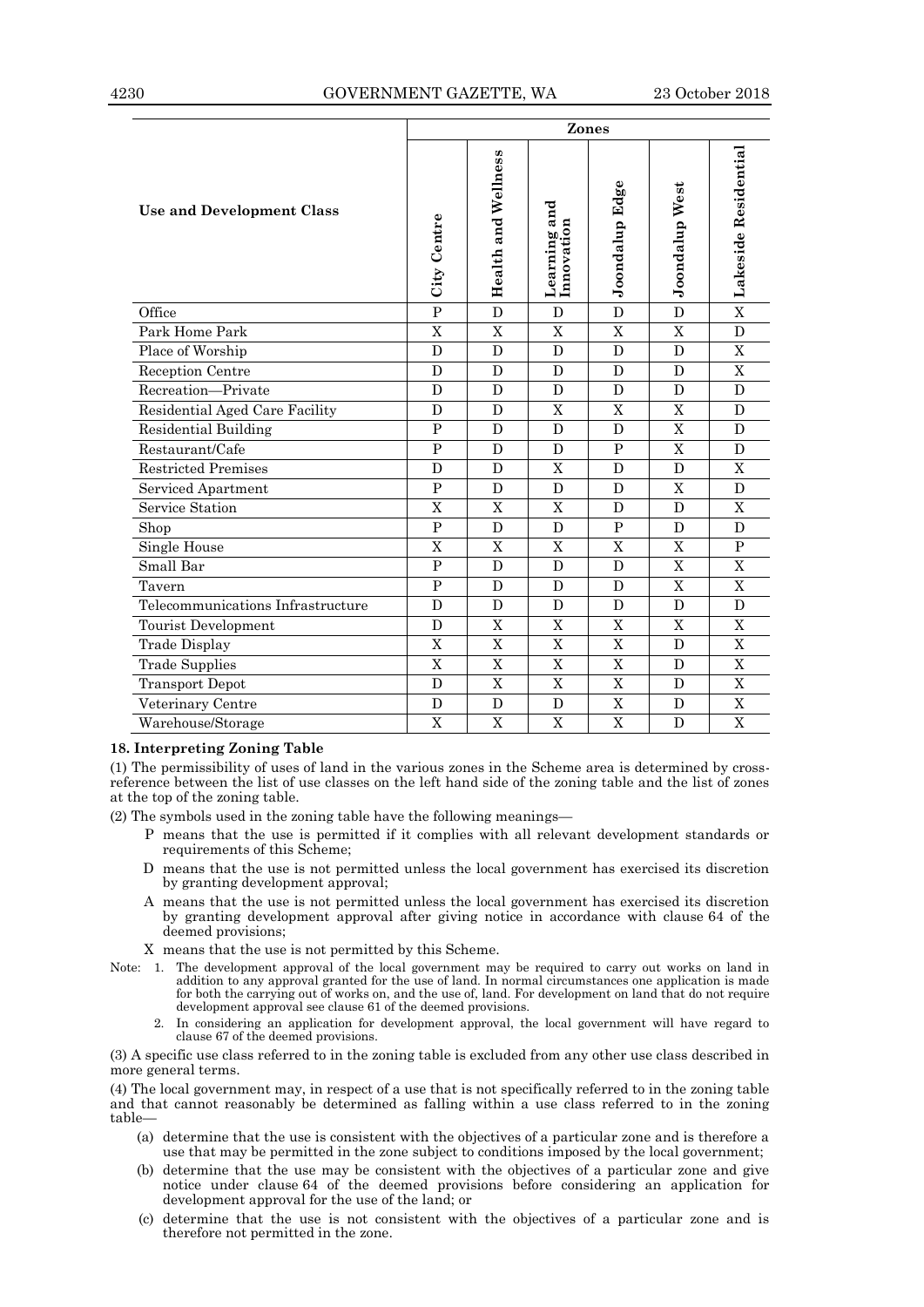| Use and Development Class | Zones | | | | | |
|---|---|---|---|---|---|---|
| | City Centre | Health and Wellness | Learning and Innovation | Joondalup Edge | Joondalup West | Lakeside Residential |
| Office | P | D | D | D | D | X |
| Park Home Park | X | X | X | X | X | D |
| Place of Worship | D | D | D | D | D | X |
| Reception Centre | D | D | D | D | D | X |
| Recreation—Private | D | D | D | D | D | D |
| Residential Aged Care Facility | D | D | X | X | X | D |
| Residential Building | P | D | D | D | X | D |
| Restaurant/Cafe | P | D | D | P | X | D |
| Restricted Premises | D | D | X | D | D | X |
| Serviced Apartment | P | D | D | D | X | D |
| Service Station | X | X | X | D | D | X |
| Shop | P | D | D | P | D | D |
| Single House | X | X | X | X | X | P |
| Small Bar | P | D | D | D | X | X |
| Tavern | P | D | D | D | X | X |
| Telecommunications Infrastructure | D | D | D | D | D | D |
| Tourist Development | D | X | X | X | X | X |
| Trade Display | X | X | X | X | D | X |
| Trade Supplies | X | X | X | X | D | X |
| Transport Depot | D | X | X | X | D | X |
| Veterinary Centre | D | D | D | X | D | X |
| Warehouse/Storage | X | X | X | X | D | X |

**18. Interpreting Zoning Table**

(1) The permissibility of uses of land in the various zones in the Scheme area is determined by cross-reference between the list of use classes on the left hand side of the zoning table and the list of zones at the top of the zoning table.

(2) The symbols used in the zoning table have the following meanings—

- P means that the use is permitted if it complies with all relevant development standards or requirements of this Scheme;
- D means that the use is not permitted unless the local government has exercised its discretion by granting development approval;
- A means that the use is not permitted unless the local government has exercised its discretion by granting development approval after giving notice in accordance with clause 64 of the deemed provisions;
- X means that the use is not permitted by this Scheme.

Note: 1. The development approval of the local government may be required to carry out works on land in addition to any approval granted for the use of land. In normal circumstances one application is made for both the carrying out of works on, and the use of, land. For development on land that do not require development approval see clause 61 of the deemed provisions.

2. In considering an application for development approval, the local government will have regard to clause 67 of the deemed provisions.

(3) A specific use class referred to in the zoning table is excluded from any other use class described in more general terms.

(4) The local government may, in respect of a use that is not specifically referred to in the zoning table and that cannot reasonably be determined as falling within a use class referred to in the zoning table—

(a) determine that the use is consistent with the objectives of a particular zone and is therefore a use that may be permitted in the zone subject to conditions imposed by the local government;

(b) determine that the use may be consistent with the objectives of a particular zone and give notice under clause 64 of the deemed provisions before considering an application for development approval for the use of the land; or

(c) determine that the use is not consistent with the objectives of a particular zone and is therefore not permitted in the zone.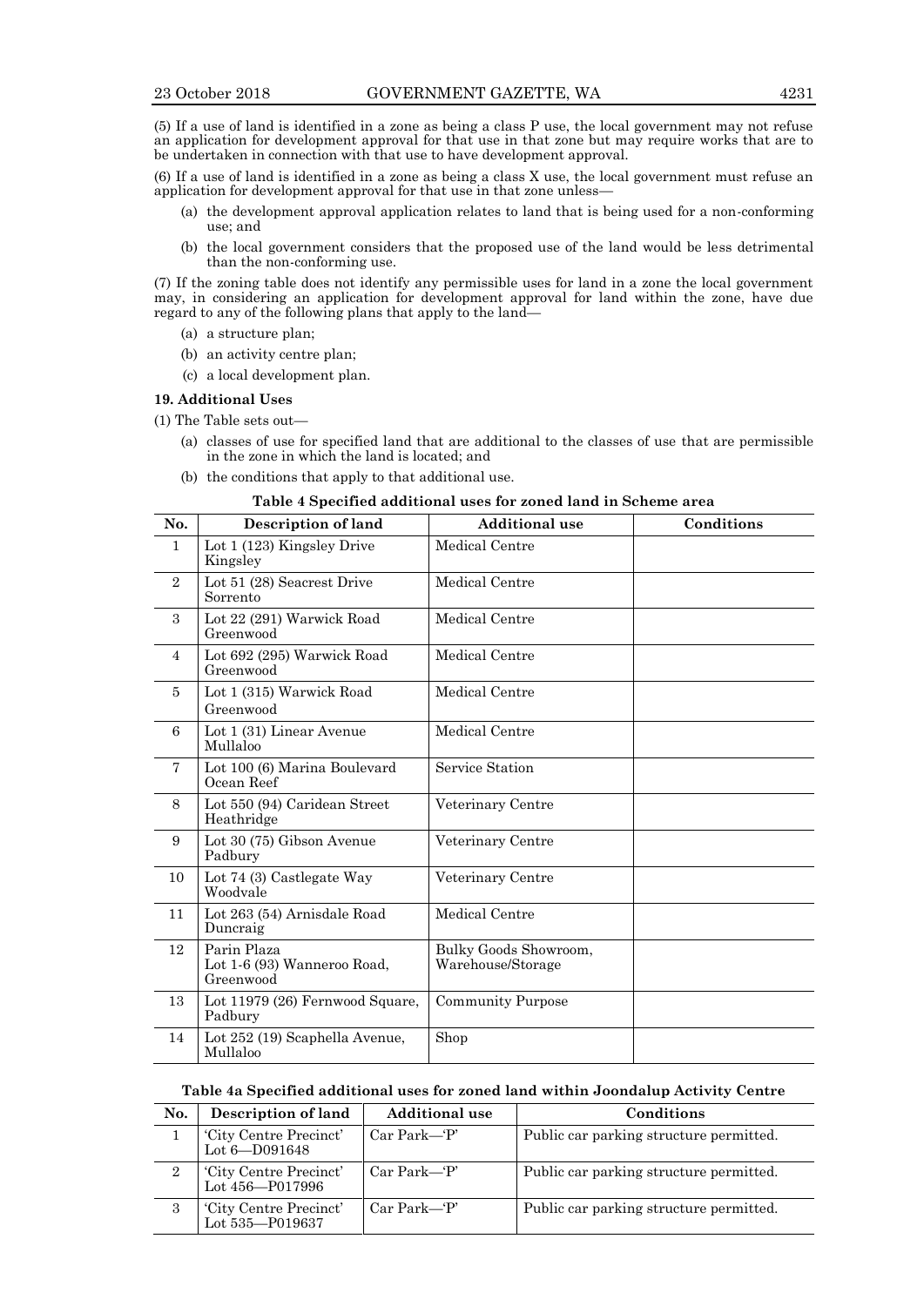(5) If a use of land is identified in a zone as being a class P use, the local government may not refuse an application for development approval for that use in that zone but may require works that are to be undertaken in connection with that use to have development approval.

(6) If a use of land is identified in a zone as being a class X use, the local government must refuse an application for development approval for that use in that zone unless—

- (a) the development approval application relates to land that is being used for a non-conforming use; and
- (b) the local government considers that the proposed use of the land would be less detrimental than the non-conforming use.

(7) If the zoning table does not identify any permissible uses for land in a zone the local government may, in considering an application for development approval for land within the zone, have due regard to any of the following plans that apply to the land—

- (a) a structure plan;
- (b) an activity centre plan;
- (c) a local development plan.

**19. Additional Uses**

(1) The Table sets out—

- (a) classes of use for specified land that are additional to the classes of use that are permissible in the zone in which the land is located; and
- (b) the conditions that apply to that additional use.

**Table 4 Specified additional uses for zoned land in Scheme area**

| No. | Description of land | Additional use | Conditions |
|---|---|---|---|
| 1 | Lot 1 (123) Kingsley Drive Kingsley | Medical Centre | |
| 2 | Lot 51 (28) Seacrest Drive Sorrento | Medical Centre | |
| 3 | Lot 22 (291) Warwick Road Greenwood | Medical Centre | |
| 4 | Lot 692 (295) Warwick Road Greenwood | Medical Centre | |
| 5 | Lot 1 (315) Warwick Road Greenwood | Medical Centre | |
| 6 | Lot 1 (31) Linear Avenue Mullaloo | Medical Centre | |
| 7 | Lot 100 (6) Marina Boulevard Ocean Reef | Service Station | |
| 8 | Lot 550 (94) Caridean Street Heathridge | Veterinary Centre | |
| 9 | Lot 30 (75) Gibson Avenue Padbury | Veterinary Centre | |
| 10 | Lot 74 (3) Castlegate Way Woodvale | Veterinary Centre | |
| 11 | Lot 263 (54) Arnisdale Road Duncraig | Medical Centre | |
| 12 | Parin Plaza Lot 1-6 (93) Wanneroo Road, Greenwood | Bulky Goods Showroom, Warehouse/Storage | |
| 13 | Lot 11979 (26) Fernwood Square, Padbury | Community Purpose | |
| 14 | Lot 252 (19) Scaphella Avenue, Mullaloo | Shop | |

**Table 4a Specified additional uses for zoned land within Joondalup Activity Centre**

| No. | Description of land | Additional use | Conditions |
|---|---|---|---|
| 1 | 'City Centre Precinct' Lot 6—D091648 | Car Park—'P' | Public car parking structure permitted. |
| 2 | 'City Centre Precinct' Lot 456—P017996 | Car Park—'P' | Public car parking structure permitted. |
| 3 | 'City Centre Precinct' Lot 535—P019637 | Car Park—'P' | Public car parking structure permitted. |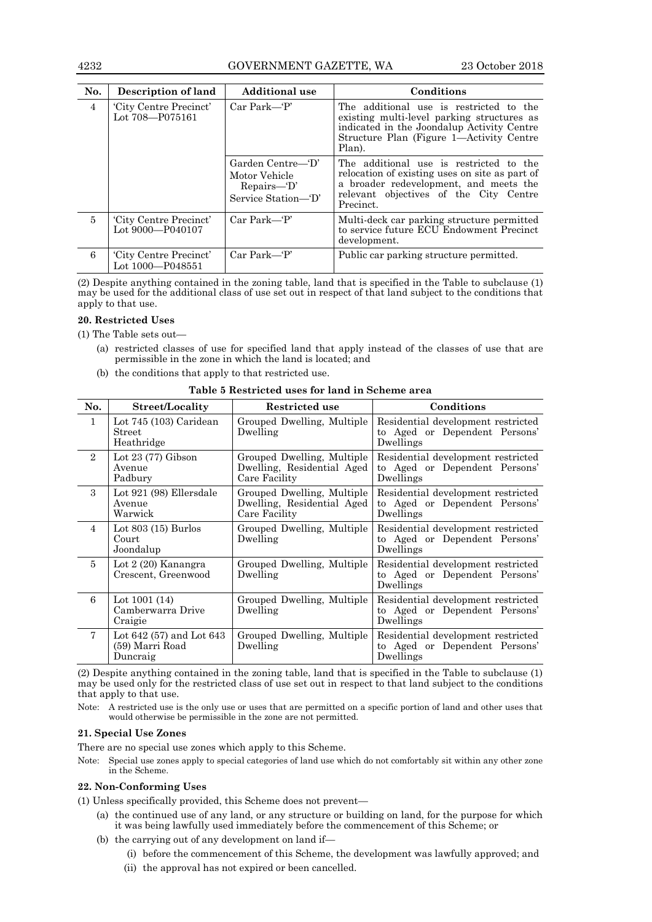| No. | Description of land | Additional use | Conditions |
| --- | --- | --- | --- |
| 4 | 'City Centre Precinct' Lot 708—P075161 | Car Park—'P' | The additional use is restricted to the existing multi-level parking structures as indicated in the Joondalup Activity Centre Structure Plan (Figure 1—Activity Centre Plan). |
| | | Garden Centre—'D' Motor Vehicle Repairs—'D' Service Station—'D' | The additional use is restricted to the relocation of existing uses on site as part of a broader redevelopment, and meets the relevant objectives of the City Centre Precinct. |
| 5 | 'City Centre Precinct' Lot 9000—P040107 | Car Park—'P' | Multi-deck car parking structure permitted to service future ECU Endowment Precinct development. |
| 6 | 'City Centre Precinct' Lot 1000—P048551 | Car Park—'P' | Public car parking structure permitted. |

(2) Despite anything contained in the zoning table, land that is specified in the Table to subclause (1) may be used for the additional class of use set out in respect of that land subject to the conditions that apply to that use.

**20. Restricted Uses**

(1) The Table sets out—

(a) restricted classes of use for specified land that apply instead of the classes of use that are permissible in the zone in which the land is located; and

(b) the conditions that apply to that restricted use.

**Table 5 Restricted uses for land in Scheme area**

| No. | Street/Locality | Restricted use | Conditions |
| --- | --- | --- | --- |
| 1 | Lot 745 (103) Caridean Street Heathridge | Grouped Dwelling, Multiple Dwelling | Residential development restricted to Aged or Dependent Persons' Dwellings |
| 2 | Lot 23 (77) Gibson Avenue Padbury | Grouped Dwelling, Multiple Dwelling, Residential Aged Care Facility | Residential development restricted to Aged or Dependent Persons' Dwellings |
| 3 | Lot 921 (98) Ellersdale Avenue Warwick | Grouped Dwelling, Multiple Dwelling, Residential Aged Care Facility | Residential development restricted to Aged or Dependent Persons' Dwellings |
| 4 | Lot 803 (15) Burlos Court Joondalup | Grouped Dwelling, Multiple Dwelling | Residential development restricted to Aged or Dependent Persons' Dwellings |
| 5 | Lot 2 (20) Kanangra Crescent, Greenwood | Grouped Dwelling, Multiple Dwelling | Residential development restricted to Aged or Dependent Persons' Dwellings |
| 6 | Lot 1001 (14) Camberwarra Drive Craigie | Grouped Dwelling, Multiple Dwelling | Residential development restricted to Aged or Dependent Persons' Dwellings |
| 7 | Lot 642 (57) and Lot 643 (59) Marri Road Duncraig | Grouped Dwelling, Multiple Dwelling | Residential development restricted to Aged or Dependent Persons' Dwellings |

(2) Despite anything contained in the zoning table, land that is specified in the Table to subclause (1) may be used only for the restricted class of use set out in respect to that land subject to the conditions that apply to that use.

Note: A restricted use is the only use or uses that are permitted on a specific portion of land and other uses that would otherwise be permissible in the zone are not permitted.

**21. Special Use Zones**

There are no special use zones which apply to this Scheme.

Note: Special use zones apply to special categories of land use which do not comfortably sit within any other zone in the Scheme.

**22. Non-Conforming Uses**

(1) Unless specifically provided, this Scheme does not prevent—

(a) the continued use of any land, or any structure or building on land, for the purpose for which it was being lawfully used immediately before the commencement of this Scheme; or

(b) the carrying out of any development on land if—

(i) before the commencement of this Scheme, the development was lawfully approved; and

(ii) the approval has not expired or been cancelled.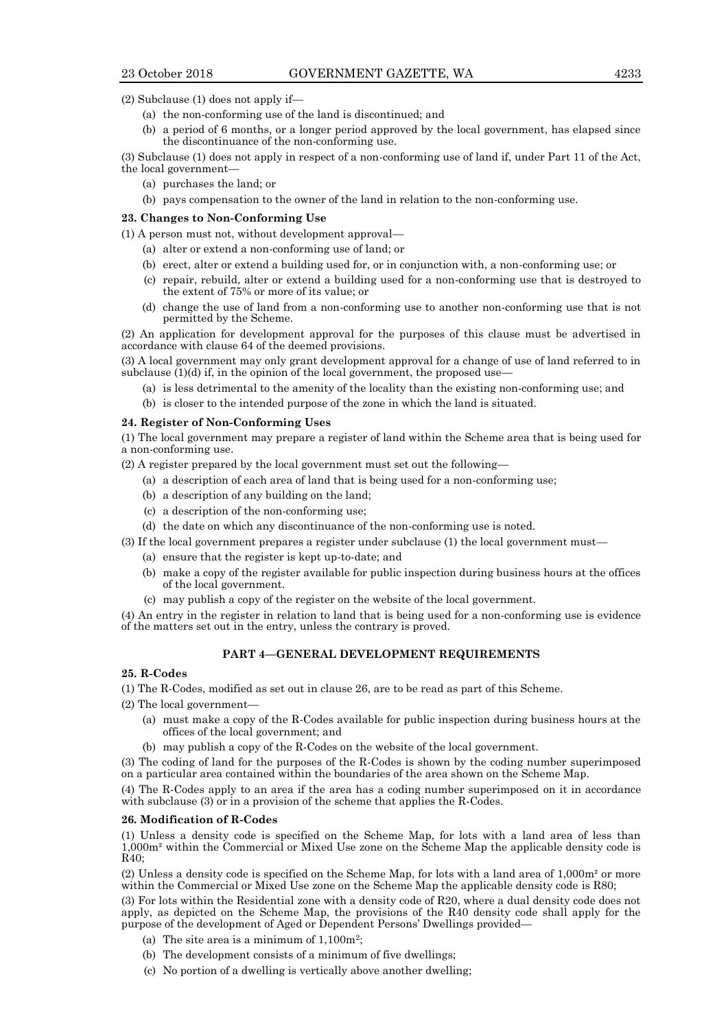(2) Subclause (1) does not apply if—

(a) the non-conforming use of the land is discontinued; and

(b) a period of 6 months, or a longer period approved by the local government, has elapsed since the discontinuance of the non-conforming use.

(3) Subclause (1) does not apply in respect of a non-conforming use of land if, under Part 11 of the Act, the local government—

(a) purchases the land; or

(b) pays compensation to the owner of the land in relation to the non-conforming use.

**23. Changes to Non-Conforming Use**

(1) A person must not, without development approval—

(a) alter or extend a non-conforming use of land; or

(b) erect, alter or extend a building used for, or in conjunction with, a non-conforming use; or

(c) repair, rebuild, alter or extend a building used for a non-conforming use that is destroyed to the extent of 75% or more of its value; or

(d) change the use of land from a non-conforming use to another non-conforming use that is not permitted by the Scheme.

(2) An application for development approval for the purposes of this clause must be advertised in accordance with clause 64 of the deemed provisions.

(3) A local government may only grant development approval for a change of use of land referred to in subclause (1)(d) if, in the opinion of the local government, the proposed use—

(a) is less detrimental to the amenity of the locality than the existing non-conforming use; and

(b) is closer to the intended purpose of the zone in which the land is situated.

**24. Register of Non-Conforming Uses**

(1) The local government may prepare a register of land within the Scheme area that is being used for a non-conforming use.

(2) A register prepared by the local government must set out the following—

(a) a description of each area of land that is being used for a non-conforming use;

(b) a description of any building on the land;

(c) a description of the non-conforming use;

(d) the date on which any discontinuance of the non-conforming use is noted.

(3) If the local government prepares a register under subclause (1) the local government must—

(a) ensure that the register is kept up-to-date; and

(b) make a copy of the register available for public inspection during business hours at the offices of the local government.

(c) may publish a copy of the register on the website of the local government.

(4) An entry in the register in relation to land that is being used for a non-conforming use is evidence of the matters set out in the entry, unless the contrary is proved.

## PART 4—GENERAL DEVELOPMENT REQUIREMENTS

**25. R-Codes**

(1) The R-Codes, modified as set out in clause 26, are to be read as part of this Scheme.

(2) The local government—

(a) must make a copy of the R-Codes available for public inspection during business hours at the offices of the local government; and

(b) may publish a copy of the R-Codes on the website of the local government.

(3) The coding of land for the purposes of the R-Codes is shown by the coding number superimposed on a particular area contained within the boundaries of the area shown on the Scheme Map.

(4) The R-Codes apply to an area if the area has a coding number superimposed on it in accordance with subclause (3) or in a provision of the scheme that applies the R-Codes.

**26. Modification of R-Codes**

(1) Unless a density code is specified on the Scheme Map, for lots with a land area of less than 1,000m² within the Commercial or Mixed Use zone on the Scheme Map the applicable density code is R40;

(2) Unless a density code is specified on the Scheme Map, for lots with a land area of 1,000m² or more within the Commercial or Mixed Use zone on the Scheme Map the applicable density code is R80;

(3) For lots within the Residential zone with a density code of R20, where a dual density code does not apply, as depicted on the Scheme Map, the provisions of the R40 density code shall apply for the purpose of the development of Aged or Dependent Persons' Dwellings provided—

(a) The site area is a minimum of 1,100m²;

(b) The development consists of a minimum of five dwellings;

(c) No portion of a dwelling is vertically above another dwelling;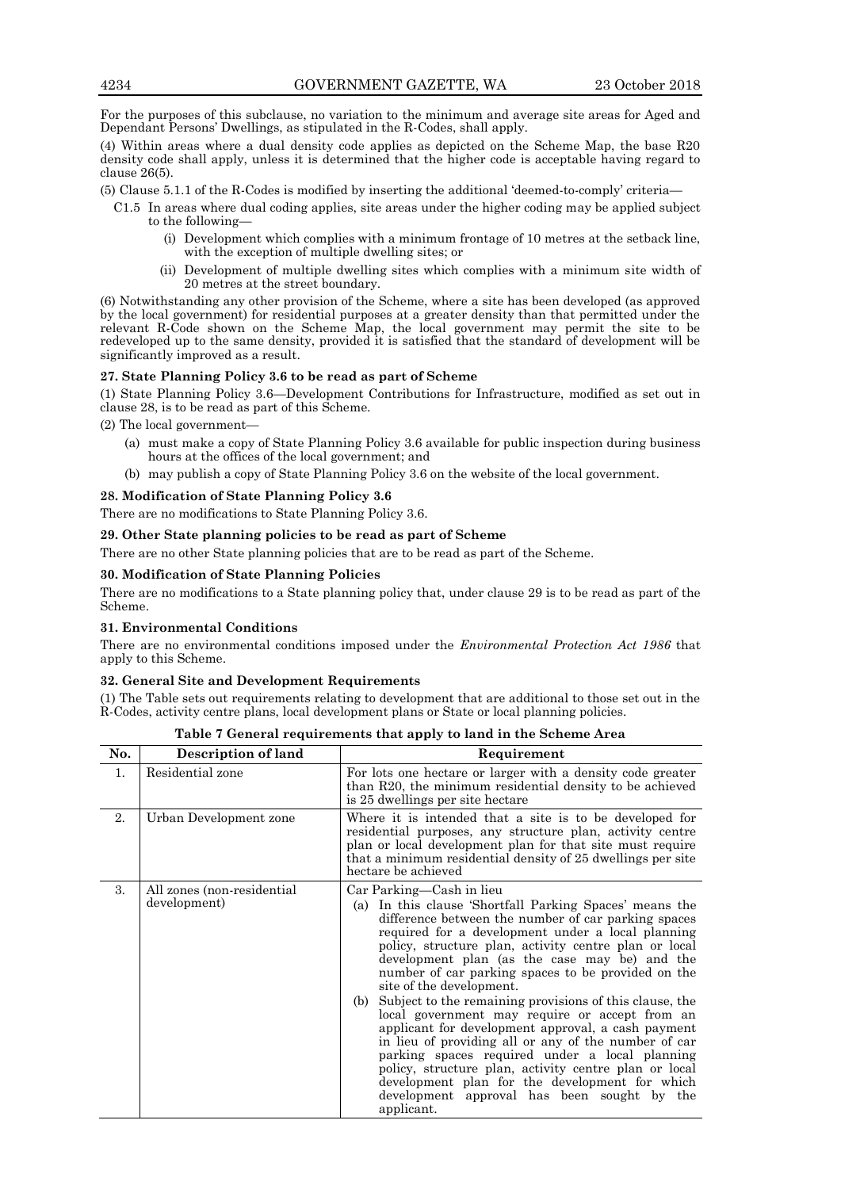For the purposes of this subclause, no variation to the minimum and average site areas for Aged and Dependant Persons' Dwellings, as stipulated in the R-Codes, shall apply.

(4) Within areas where a dual density code applies as depicted on the Scheme Map, the base R20 density code shall apply, unless it is determined that the higher code is acceptable having regard to clause 26(5).

(5) Clause 5.1.1 of the R-Codes is modified by inserting the additional 'deemed-to-comply' criteria—

C1.5 In areas where dual coding applies, site areas under the higher coding may be applied subject to the following—

- (i) Development which complies with a minimum frontage of 10 metres at the setback line, with the exception of multiple dwelling sites; or
- (ii) Development of multiple dwelling sites which complies with a minimum site width of 20 metres at the street boundary.

(6) Notwithstanding any other provision of the Scheme, where a site has been developed (as approved by the local government) for residential purposes at a greater density than that permitted under the relevant R-Code shown on the Scheme Map, the local government may permit the site to be redeveloped up to the same density, provided it is satisfied that the standard of development will be significantly improved as a result.

**27. State Planning Policy 3.6 to be read as part of Scheme**

(1) State Planning Policy 3.6—Development Contributions for Infrastructure, modified as set out in clause 28, is to be read as part of this Scheme.

(2) The local government—

- (a) must make a copy of State Planning Policy 3.6 available for public inspection during business hours at the offices of the local government; and
- (b) may publish a copy of State Planning Policy 3.6 on the website of the local government.

**28. Modification of State Planning Policy 3.6**

There are no modifications to State Planning Policy 3.6.

**29. Other State planning policies to be read as part of Scheme**

There are no other State planning policies that are to be read as part of the Scheme.

**30. Modification of State Planning Policies**

There are no modifications to a State planning policy that, under clause 29 is to be read as part of the Scheme.

**31. Environmental Conditions**

There are no environmental conditions imposed under the *Environmental Protection Act 1986* that apply to this Scheme.

**32. General Site and Development Requirements**

(1) The Table sets out requirements relating to development that are additional to those set out in the R-Codes, activity centre plans, local development plans or State or local planning policies.

**Table 7 General requirements that apply to land in the Scheme Area**

| No. | Description of land | Requirement |
|---|---|---|
| 1. | Residential zone | For lots one hectare or larger with a density code greater than R20, the minimum residential density to be achieved is 25 dwellings per site hectare |
| 2. | Urban Development zone | Where it is intended that a site is to be developed for residential purposes, any structure plan, activity centre plan or local development plan for that site must require that a minimum residential density of 25 dwellings per site hectare be achieved |
| 3. | All zones (non-residential development) | Car Parking—Cash in lieu<br>(a) In this clause 'Shortfall Parking Spaces' means the difference between the number of car parking spaces required for a development under a local planning policy, structure plan, activity centre plan or local development plan (as the case may be) and the number of car parking spaces to be provided on the site of the development.<br>(b) Subject to the remaining provisions of this clause, the local government may require or accept from an applicant for development approval, a cash payment in lieu of providing all or any of the number of car parking spaces required under a local planning policy, structure plan, activity centre plan or local development plan for the development for which development approval has been sought by the applicant. |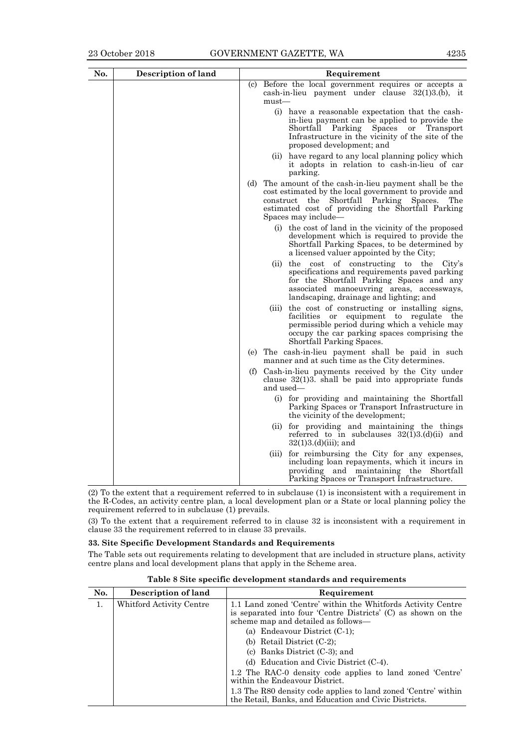| No. | Description of land | Requirement |
|---|---|---|
| | | (c) Before the local government requires or accepts a cash-in-lieu payment under clause 32(1)3.(b), it must—<br>(i) have a reasonable expectation that the cash-in-lieu payment can be applied to provide the Shortfall Parking Spaces or Transport Infrastructure in the vicinity of the site of the proposed development; and<br>(ii) have regard to any local planning policy which it adopts in relation to cash-in-lieu of car parking.<br>(d) The amount of the cash-in-lieu payment shall be the cost estimated by the local government to provide and construct the Shortfall Parking Spaces. The estimated cost of providing the Shortfall Parking Spaces may include—<br>(i) the cost of land in the vicinity of the proposed development which is required to provide the Shortfall Parking Spaces, to be determined by a licensed valuer appointed by the City;<br>(ii) the cost of constructing to the City's specifications and requirements paved parking for the Shortfall Parking Spaces and any associated manoeuvring areas, accessways, landscaping, drainage and lighting; and<br>(iii) the cost of constructing or installing signs, facilities or equipment to regulate the permissible period during which a vehicle may occupy the car parking spaces comprising the Shortfall Parking Spaces.<br>(e) The cash-in-lieu payment shall be paid in such manner and at such time as the City determines.<br>(f) Cash-in-lieu payments received by the City under clause 32(1)3. shall be paid into appropriate funds and used—<br>(i) for providing and maintaining the Shortfall Parking Spaces or Transport Infrastructure in the vicinity of the development;<br>(ii) for providing and maintaining the things referred to in subclauses 32(1)3.(d)(ii) and 32(1)3.(d)(iii); and<br>(iii) for reimbursing the City for any expenses, including loan repayments, which it incurs in providing and maintaining the Shortfall Parking Spaces or Transport Infrastructure. |

(2) To the extent that a requirement referred to in subclause (1) is inconsistent with a requirement in the R-Codes, an activity centre plan, a local development plan or a State or local planning policy the requirement referred to in subclause (1) prevails.

(3) To the extent that a requirement referred to in clause 32 is inconsistent with a requirement in clause 33 the requirement referred to in clause 33 prevails.

**33. Site Specific Development Standards and Requirements**

The Table sets out requirements relating to development that are included in structure plans, activity centre plans and local development plans that apply in the Scheme area.

**Table 8 Site specific development standards and requirements**

| No. | Description of land | Requirement |
|---|---|---|
| 1. | Whitford Activity Centre | 1.1 Land zoned 'Centre' within the Whitfords Activity Centre is separated into four 'Centre Districts' (C) as shown on the scheme map and detailed as follows—<br>(a) Endeavour District (C-1);<br>(b) Retail District (C-2);<br>(c) Banks District (C-3); and<br>(d) Education and Civic District (C-4).<br>1.2 The RAC-0 density code applies to land zoned 'Centre' within the Endeavour District.<br>1.3 The R80 density code applies to land zoned 'Centre' within the Retail, Banks, and Education and Civic Districts. |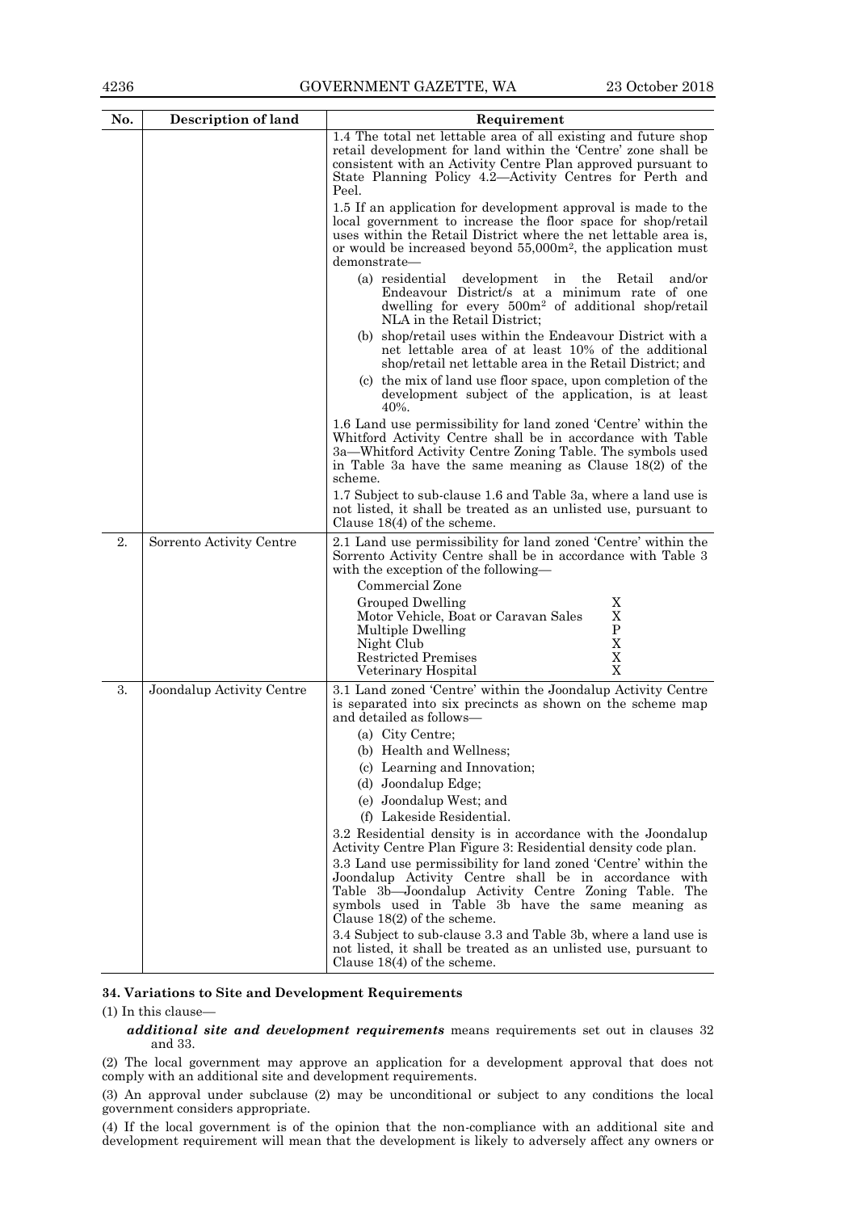| No. | Description of land | Requirement |
|---|---|---|
| | | 1.4 The total net lettable area of all existing and future shop retail development for land within the 'Centre' zone shall be consistent with an Activity Centre Plan approved pursuant to State Planning Policy 4.2—Activity Centres for Perth and Peel.<br><br>1.5 If an application for development approval is made to the local government to increase the floor space for shop/retail uses within the Retail District where the net lettable area is, or would be increased beyond 55,000m², the application must demonstrate—<br><br>(a) residential development in the Retail and/or Endeavour District/s at a minimum rate of one dwelling for every 500m² of additional shop/retail NLA in the Retail District;<br><br>(b) shop/retail uses within the Endeavour District with a net lettable area of at least 10% of the additional shop/retail net lettable area in the Retail District; and<br><br>(c) the mix of land use floor space, upon completion of the development subject of the application, is at least 40%.<br><br>1.6 Land use permissibility for land zoned 'Centre' within the Whitford Activity Centre shall be in accordance with Table 3a—Whitford Activity Centre Zoning Table. The symbols used in Table 3a have the same meaning as Clause 18(2) of the scheme.<br><br>1.7 Subject to sub-clause 1.6 and Table 3a, where a land use is not listed, it shall be treated as an unlisted use, pursuant to Clause 18(4) of the scheme. |
| 2. | Sorrento Activity Centre | 2.1 Land use permissibility for land zoned 'Centre' within the Sorrento Activity Centre shall be in accordance with Table 3 with the exception of the following—<br><br>Commercial Zone<br><br>Grouped Dwelling — X<br>Motor Vehicle, Boat or Caravan Sales — X<br>Multiple Dwelling — P<br>Night Club — X<br>Restricted Premises — X<br>Veterinary Hospital — X |
| 3. | Joondalup Activity Centre | 3.1 Land zoned 'Centre' within the Joondalup Activity Centre is separated into six precincts as shown on the scheme map and detailed as follows—<br><br>(a) City Centre;<br>(b) Health and Wellness;<br>(c) Learning and Innovation;<br>(d) Joondalup Edge;<br>(e) Joondalup West; and<br>(f) Lakeside Residential.<br><br>3.2 Residential density is in accordance with the Joondalup Activity Centre Plan Figure 3: Residential density code plan.<br><br>3.3 Land use permissibility for land zoned 'Centre' within the Joondalup Activity Centre shall be in accordance with Table 3b—Joondalup Activity Centre Zoning Table. The symbols used in Table 3b have the same meaning as Clause 18(2) of the scheme.<br><br>3.4 Subject to sub-clause 3.3 and Table 3b, where a land use is not listed, it shall be treated as an unlisted use, pursuant to Clause 18(4) of the scheme. |

**34. Variations to Site and Development Requirements**

(1) In this clause—

***additional site and development requirements*** means requirements set out in clauses 32 and 33.

(2) The local government may approve an application for a development approval that does not comply with an additional site and development requirements.

(3) An approval under subclause (2) may be unconditional or subject to any conditions the local government considers appropriate.

(4) If the local government is of the opinion that the non-compliance with an additional site and development requirement will mean that the development is likely to adversely affect any owners or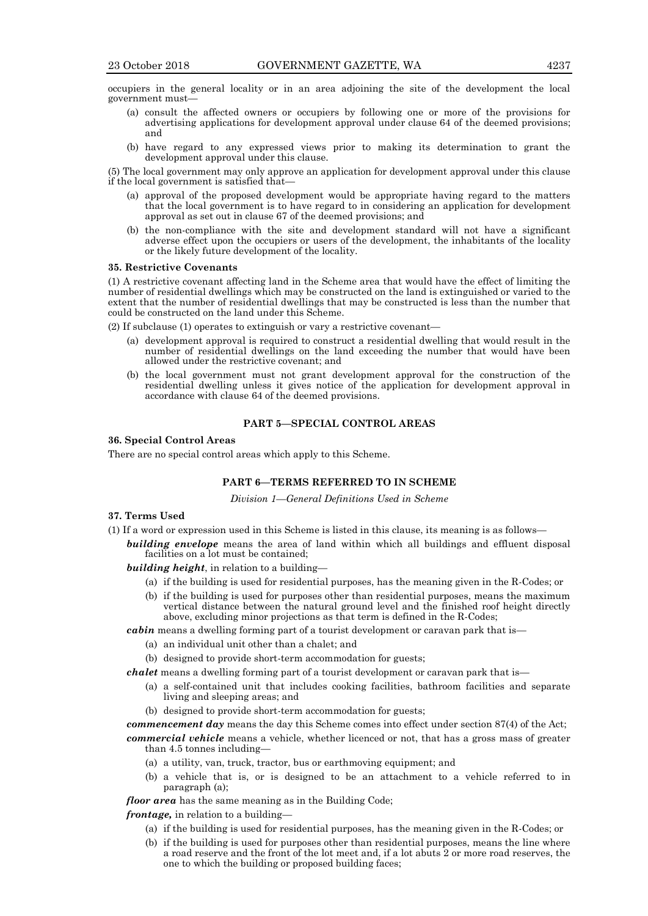occupiers in the general locality or in an area adjoining the site of the development the local government must—

(a) consult the affected owners or occupiers by following one or more of the provisions for advertising applications for development approval under clause 64 of the deemed provisions; and

(b) have regard to any expressed views prior to making its determination to grant the development approval under this clause.

(5) The local government may only approve an application for development approval under this clause if the local government is satisfied that—

(a) approval of the proposed development would be appropriate having regard to the matters that the local government is to have regard to in considering an application for development approval as set out in clause 67 of the deemed provisions; and

(b) the non-compliance with the site and development standard will not have a significant adverse effect upon the occupiers or users of the development, the inhabitants of the locality or the likely future development of the locality.

**35. Restrictive Covenants**

(1) A restrictive covenant affecting land in the Scheme area that would have the effect of limiting the number of residential dwellings which may be constructed on the land is extinguished or varied to the extent that the number of residential dwellings that may be constructed is less than the number that could be constructed on the land under this Scheme.

(2) If subclause (1) operates to extinguish or vary a restrictive covenant—

(a) development approval is required to construct a residential dwelling that would result in the number of residential dwellings on the land exceeding the number that would have been allowed under the restrictive covenant; and

(b) the local government must not grant development approval for the construction of the residential dwelling unless it gives notice of the application for development approval in accordance with clause 64 of the deemed provisions.

## PART 5—SPECIAL CONTROL AREAS

**36. Special Control Areas**

There are no special control areas which apply to this Scheme.

## PART 6—TERMS REFERRED TO IN SCHEME

*Division 1—General Definitions Used in Scheme*

**37. Terms Used**

(1) If a word or expression used in this Scheme is listed in this clause, its meaning is as follows—

***building envelope*** means the area of land within which all buildings and effluent disposal facilities on a lot must be contained;

***building height***, in relation to a building—

(a) if the building is used for residential purposes, has the meaning given in the R-Codes; or

(b) if the building is used for purposes other than residential purposes, means the maximum vertical distance between the natural ground level and the finished roof height directly above, excluding minor projections as that term is defined in the R-Codes;

***cabin*** means a dwelling forming part of a tourist development or caravan park that is—

(a) an individual unit other than a chalet; and

(b) designed to provide short-term accommodation for guests;

***chalet*** means a dwelling forming part of a tourist development or caravan park that is—

(a) a self-contained unit that includes cooking facilities, bathroom facilities and separate living and sleeping areas; and

(b) designed to provide short-term accommodation for guests;

***commencement day*** means the day this Scheme comes into effect under section 87(4) of the Act;

***commercial vehicle*** means a vehicle, whether licenced or not, that has a gross mass of greater than 4.5 tonnes including—

(a) a utility, van, truck, tractor, bus or earthmoving equipment; and

(b) a vehicle that is, or is designed to be an attachment to a vehicle referred to in paragraph (a);

***floor area*** has the same meaning as in the Building Code;

***frontage,*** in relation to a building—

(a) if the building is used for residential purposes, has the meaning given in the R-Codes; or

(b) if the building is used for purposes other than residential purposes, means the line where a road reserve and the front of the lot meet and, if a lot abuts 2 or more road reserves, the one to which the building or proposed building faces;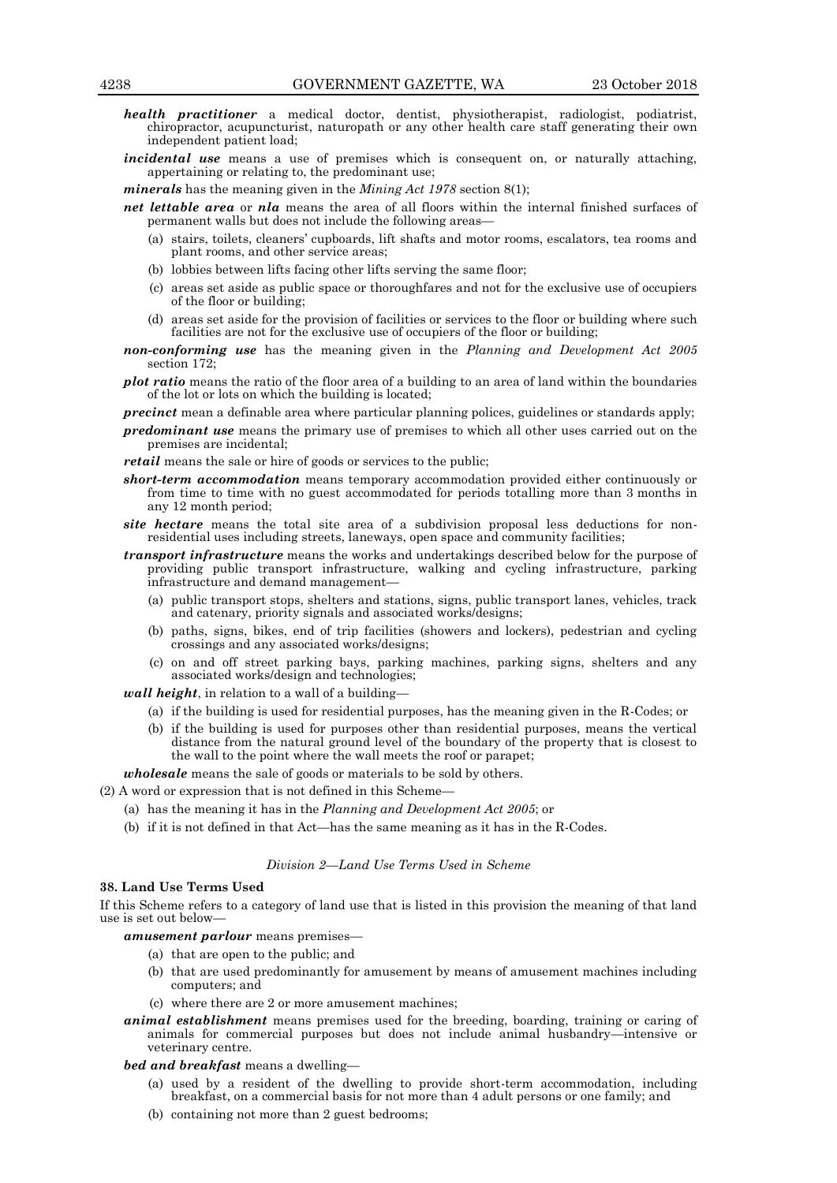***health practitioner*** a medical doctor, dentist, physiotherapist, radiologist, podiatrist, chiropractor, acupuncturist, naturopath or any other health care staff generating their own independent patient load;

***incidental use*** means a use of premises which is consequent on, or naturally attaching, appertaining or relating to, the predominant use;

***minerals*** has the meaning given in the *Mining Act 1978* section 8(1);

***net lettable area*** or ***nla*** means the area of all floors within the internal finished surfaces of permanent walls but does not include the following areas—

- (a) stairs, toilets, cleaners' cupboards, lift shafts and motor rooms, escalators, tea rooms and plant rooms, and other service areas;
- (b) lobbies between lifts facing other lifts serving the same floor;
- (c) areas set aside as public space or thoroughfares and not for the exclusive use of occupiers of the floor or building;
- (d) areas set aside for the provision of facilities or services to the floor or building where such facilities are not for the exclusive use of occupiers of the floor or building;

***non-conforming use*** has the meaning given in the *Planning and Development Act 2005* section 172;

***plot ratio*** means the ratio of the floor area of a building to an area of land within the boundaries of the lot or lots on which the building is located;

***precinct*** mean a definable area where particular planning polices, guidelines or standards apply;

***predominant use*** means the primary use of premises to which all other uses carried out on the premises are incidental;

***retail*** means the sale or hire of goods or services to the public;

***short-term accommodation*** means temporary accommodation provided either continuously or from time to time with no guest accommodated for periods totalling more than 3 months in any 12 month period;

***site hectare*** means the total site area of a subdivision proposal less deductions for non-residential uses including streets, laneways, open space and community facilities;

***transport infrastructure*** means the works and undertakings described below for the purpose of providing public transport infrastructure, walking and cycling infrastructure, parking infrastructure and demand management—

- (a) public transport stops, shelters and stations, signs, public transport lanes, vehicles, track and catenary, priority signals and associated works/designs;
- (b) paths, signs, bikes, end of trip facilities (showers and lockers), pedestrian and cycling crossings and any associated works/designs;
- (c) on and off street parking bays, parking machines, parking signs, shelters and any associated works/design and technologies;

***wall height***, in relation to a wall of a building—

- (a) if the building is used for residential purposes, has the meaning given in the R-Codes; or
- (b) if the building is used for purposes other than residential purposes, means the vertical distance from the natural ground level of the boundary of the property that is closest to the wall to the point where the wall meets the roof or parapet;

***wholesale*** means the sale of goods or materials to be sold by others.

(2) A word or expression that is not defined in this Scheme—

- (a) has the meaning it has in the *Planning and Development Act 2005*; or
- (b) if it is not defined in that Act—has the same meaning as it has in the R-Codes.

*Division 2—Land Use Terms Used in Scheme*

**38. Land Use Terms Used**

If this Scheme refers to a category of land use that is listed in this provision the meaning of that land use is set out below—

***amusement parlour*** means premises—

- (a) that are open to the public; and
- (b) that are used predominantly for amusement by means of amusement machines including computers; and
- (c) where there are 2 or more amusement machines;

***animal establishment*** means premises used for the breeding, boarding, training or caring of animals for commercial purposes but does not include animal husbandry—intensive or veterinary centre.

***bed and breakfast*** means a dwelling—

- (a) used by a resident of the dwelling to provide short-term accommodation, including breakfast, on a commercial basis for not more than 4 adult persons or one family; and
- (b) containing not more than 2 guest bedrooms;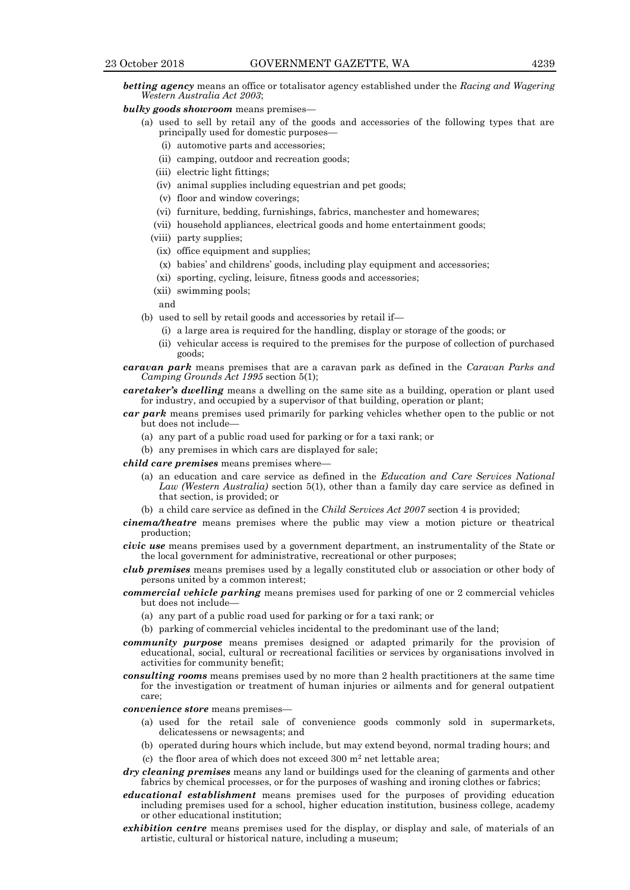***betting agency*** means an office or totalisator agency established under the *Racing and Wagering Western Australia Act 2003*;

***bulky goods showroom*** means premises—

(a) used to sell by retail any of the goods and accessories of the following types that are principally used for domestic purposes—

(i) automotive parts and accessories;

(ii) camping, outdoor and recreation goods;

(iii) electric light fittings;

(iv) animal supplies including equestrian and pet goods;

(v) floor and window coverings;

(vi) furniture, bedding, furnishings, fabrics, manchester and homewares;

(vii) household appliances, electrical goods and home entertainment goods;

(viii) party supplies;

(ix) office equipment and supplies;

(x) babies' and childrens' goods, including play equipment and accessories;

(xi) sporting, cycling, leisure, fitness goods and accessories;

(xii) swimming pools;

and

(b) used to sell by retail goods and accessories by retail if—

(i) a large area is required for the handling, display or storage of the goods; or

(ii) vehicular access is required to the premises for the purpose of collection of purchased goods;

***caravan park*** means premises that are a caravan park as defined in the *Caravan Parks and Camping Grounds Act 1995* section 5(1);

***caretaker's dwelling*** means a dwelling on the same site as a building, operation or plant used for industry, and occupied by a supervisor of that building, operation or plant;

***car park*** means premises used primarily for parking vehicles whether open to the public or not but does not include—

(a) any part of a public road used for parking or for a taxi rank; or

(b) any premises in which cars are displayed for sale;

***child care premises*** means premises where—

(a) an education and care service as defined in the *Education and Care Services National Law (Western Australia)* section 5(1), other than a family day care service as defined in that section, is provided; or

(b) a child care service as defined in the *Child Services Act 2007* section 4 is provided;

***cinema/theatre*** means premises where the public may view a motion picture or theatrical production;

***civic use*** means premises used by a government department, an instrumentality of the State or the local government for administrative, recreational or other purposes;

***club premises*** means premises used by a legally constituted club or association or other body of persons united by a common interest;

***commercial vehicle parking*** means premises used for parking of one or 2 commercial vehicles but does not include—

(a) any part of a public road used for parking or for a taxi rank; or

(b) parking of commercial vehicles incidental to the predominant use of the land;

***community purpose*** means premises designed or adapted primarily for the provision of educational, social, cultural or recreational facilities or services by organisations involved in activities for community benefit;

***consulting rooms*** means premises used by no more than 2 health practitioners at the same time for the investigation or treatment of human injuries or ailments and for general outpatient care;

***convenience store*** means premises—

(a) used for the retail sale of convenience goods commonly sold in supermarkets, delicatessens or newsagents; and

(b) operated during hours which include, but may extend beyond, normal trading hours; and

(c) the floor area of which does not exceed 300 m$^2$ net lettable area;

***dry cleaning premises*** means any land or buildings used for the cleaning of garments and other fabrics by chemical processes, or for the purposes of washing and ironing clothes or fabrics;

***educational establishment*** means premises used for the purposes of providing education including premises used for a school, higher education institution, business college, academy or other educational institution;

***exhibition centre*** means premises used for the display, or display and sale, of materials of an artistic, cultural or historical nature, including a museum;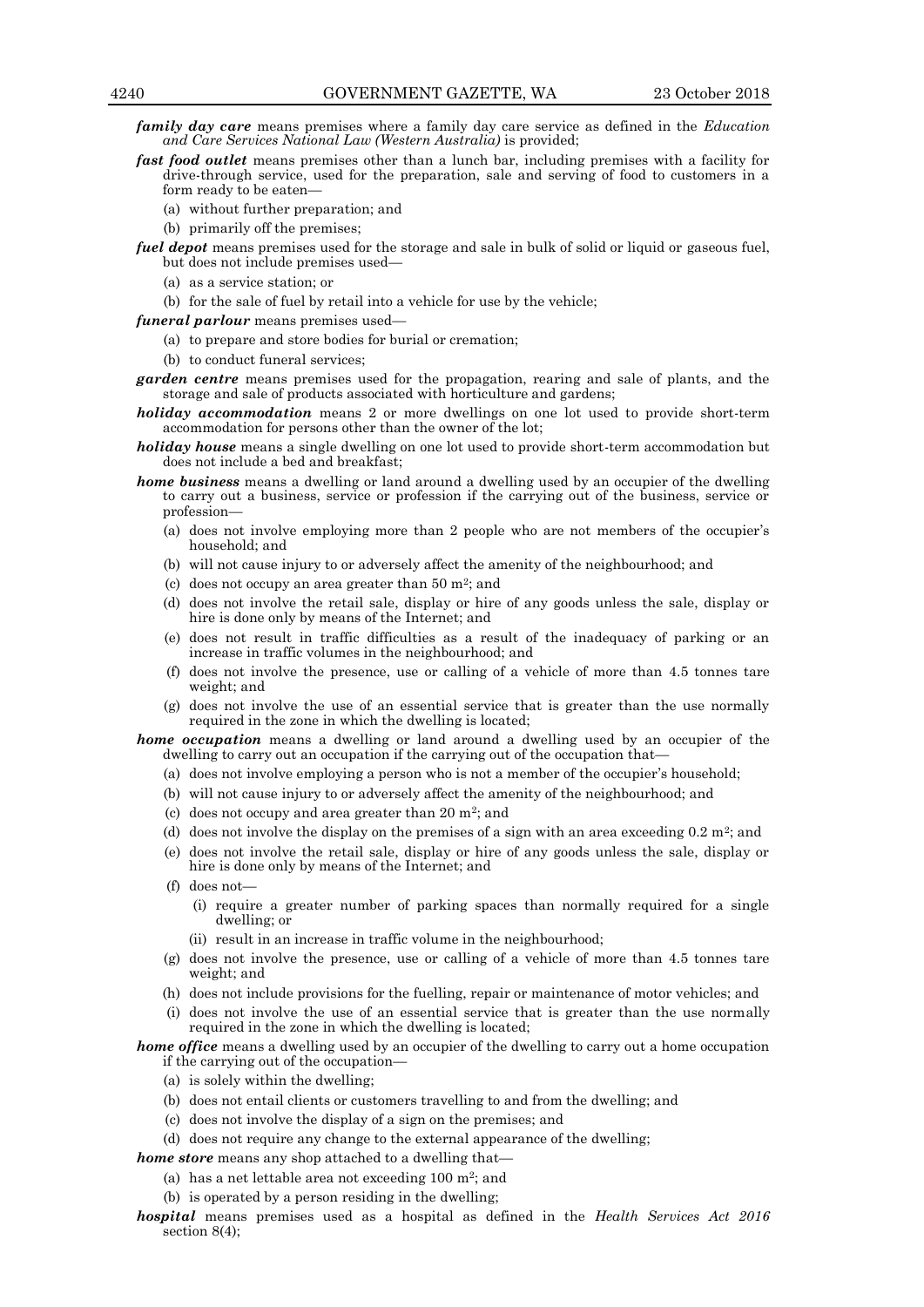***family day care*** means premises where a family day care service as defined in the *Education and Care Services National Law (Western Australia)* is provided;

***fast food outlet*** means premises other than a lunch bar, including premises with a facility for drive-through service, used for the preparation, sale and serving of food to customers in a form ready to be eaten—

(a) without further preparation; and

(b) primarily off the premises;

***fuel depot*** means premises used for the storage and sale in bulk of solid or liquid or gaseous fuel, but does not include premises used—

(a) as a service station; or

(b) for the sale of fuel by retail into a vehicle for use by the vehicle;

***funeral parlour*** means premises used—

(a) to prepare and store bodies for burial or cremation;

(b) to conduct funeral services;

***garden centre*** means premises used for the propagation, rearing and sale of plants, and the storage and sale of products associated with horticulture and gardens;

***holiday accommodation*** means 2 or more dwellings on one lot used to provide short-term accommodation for persons other than the owner of the lot;

***holiday house*** means a single dwelling on one lot used to provide short-term accommodation but does not include a bed and breakfast;

***home business*** means a dwelling or land around a dwelling used by an occupier of the dwelling to carry out a business, service or profession if the carrying out of the business, service or profession—

(a) does not involve employing more than 2 people who are not members of the occupier's household; and

(b) will not cause injury to or adversely affect the amenity of the neighbourhood; and

(c) does not occupy an area greater than 50 $m^2$; and

(d) does not involve the retail sale, display or hire of any goods unless the sale, display or hire is done only by means of the Internet; and

(e) does not result in traffic difficulties as a result of the inadequacy of parking or an increase in traffic volumes in the neighbourhood; and

(f) does not involve the presence, use or calling of a vehicle of more than 4.5 tonnes tare weight; and

(g) does not involve the use of an essential service that is greater than the use normally required in the zone in which the dwelling is located;

***home occupation*** means a dwelling or land around a dwelling used by an occupier of the dwelling to carry out an occupation if the carrying out of the occupation that—

(a) does not involve employing a person who is not a member of the occupier's household;

(b) will not cause injury to or adversely affect the amenity of the neighbourhood; and

(c) does not occupy and area greater than 20 $m^2$; and

(d) does not involve the display on the premises of a sign with an area exceeding 0.2 $m^2$; and

(e) does not involve the retail sale, display or hire of any goods unless the sale, display or hire is done only by means of the Internet; and

(f) does not—

(i) require a greater number of parking spaces than normally required for a single dwelling; or

(ii) result in an increase in traffic volume in the neighbourhood;

(g) does not involve the presence, use or calling of a vehicle of more than 4.5 tonnes tare weight; and

(h) does not include provisions for the fuelling, repair or maintenance of motor vehicles; and

(i) does not involve the use of an essential service that is greater than the use normally required in the zone in which the dwelling is located;

***home office*** means a dwelling used by an occupier of the dwelling to carry out a home occupation if the carrying out of the occupation—

(a) is solely within the dwelling;

(b) does not entail clients or customers travelling to and from the dwelling; and

(c) does not involve the display of a sign on the premises; and

(d) does not require any change to the external appearance of the dwelling;

***home store*** means any shop attached to a dwelling that—

(a) has a net lettable area not exceeding 100 $m^2$; and

(b) is operated by a person residing in the dwelling;

***hospital*** means premises used as a hospital as defined in the *Health Services Act 2016* section 8(4);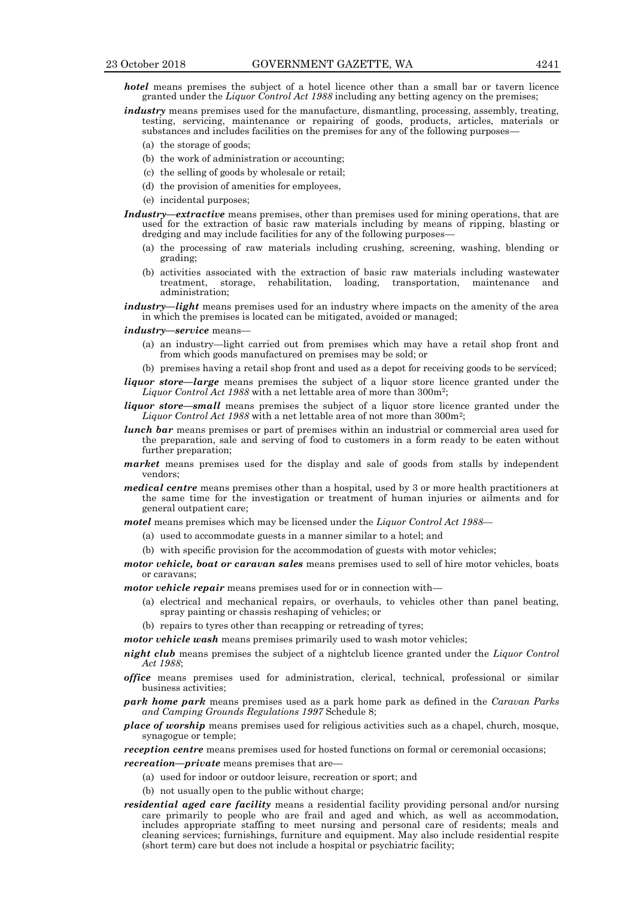***hotel*** means premises the subject of a hotel licence other than a small bar or tavern licence granted under the *Liquor Control Act 1988* including any betting agency on the premises;

***industry*** means premises used for the manufacture, dismantling, processing, assembly, treating, testing, servicing, maintenance or repairing of goods, products, articles, materials or substances and includes facilities on the premises for any of the following purposes—

- (a) the storage of goods;
- (b) the work of administration or accounting;
- (c) the selling of goods by wholesale or retail;
- (d) the provision of amenities for employees,
- (e) incidental purposes;

***Industry—extractive*** means premises, other than premises used for mining operations, that are used for the extraction of basic raw materials including by means of ripping, blasting or dredging and may include facilities for any of the following purposes—

- (a) the processing of raw materials including crushing, screening, washing, blending or grading;
- (b) activities associated with the extraction of basic raw materials including wastewater treatment, storage, rehabilitation, loading, transportation, maintenance and administration;

***industry—light*** means premises used for an industry where impacts on the amenity of the area in which the premises is located can be mitigated, avoided or managed;

***industry—service*** means—

- (a) an industry—light carried out from premises which may have a retail shop front and from which goods manufactured on premises may be sold; or
- (b) premises having a retail shop front and used as a depot for receiving goods to be serviced;

***liquor store—large*** means premises the subject of a liquor store licence granted under the *Liquor Control Act 1988* with a net lettable area of more than 300m$^2$;

***liquor store—small*** means premises the subject of a liquor store licence granted under the *Liquor Control Act 1988* with a net lettable area of not more than 300m$^2$;

***lunch bar*** means premises or part of premises within an industrial or commercial area used for the preparation, sale and serving of food to customers in a form ready to be eaten without further preparation;

***market*** means premises used for the display and sale of goods from stalls by independent vendors;

***medical centre*** means premises other than a hospital, used by 3 or more health practitioners at the same time for the investigation or treatment of human injuries or ailments and for general outpatient care;

***motel*** means premises which may be licensed under the *Liquor Control Act 1988*—

- (a) used to accommodate guests in a manner similar to a hotel; and
- (b) with specific provision for the accommodation of guests with motor vehicles;

***motor vehicle, boat or caravan sales*** means premises used to sell of hire motor vehicles, boats or caravans;

***motor vehicle repair*** means premises used for or in connection with—

- (a) electrical and mechanical repairs, or overhauls, to vehicles other than panel beating, spray painting or chassis reshaping of vehicles; or
- (b) repairs to tyres other than recapping or retreading of tyres;

***motor vehicle wash*** means premises primarily used to wash motor vehicles;

***night club*** means premises the subject of a nightclub licence granted under the *Liquor Control Act 1988*;

***office*** means premises used for administration, clerical, technical, professional or similar business activities;

***park home park*** means premises used as a park home park as defined in the *Caravan Parks and Camping Grounds Regulations 1997* Schedule 8;

***place of worship*** means premises used for religious activities such as a chapel, church, mosque, synagogue or temple;

***reception centre*** means premises used for hosted functions on formal or ceremonial occasions;

***recreation—private*** means premises that are—

- (a) used for indoor or outdoor leisure, recreation or sport; and
- (b) not usually open to the public without charge;

***residential aged care facility*** means a residential facility providing personal and/or nursing care primarily to people who are frail and aged and which, as well as accommodation, includes appropriate staffing to meet nursing and personal care of residents; meals and cleaning services; furnishings, furniture and equipment. May also include residential respite (short term) care but does not include a hospital or psychiatric facility;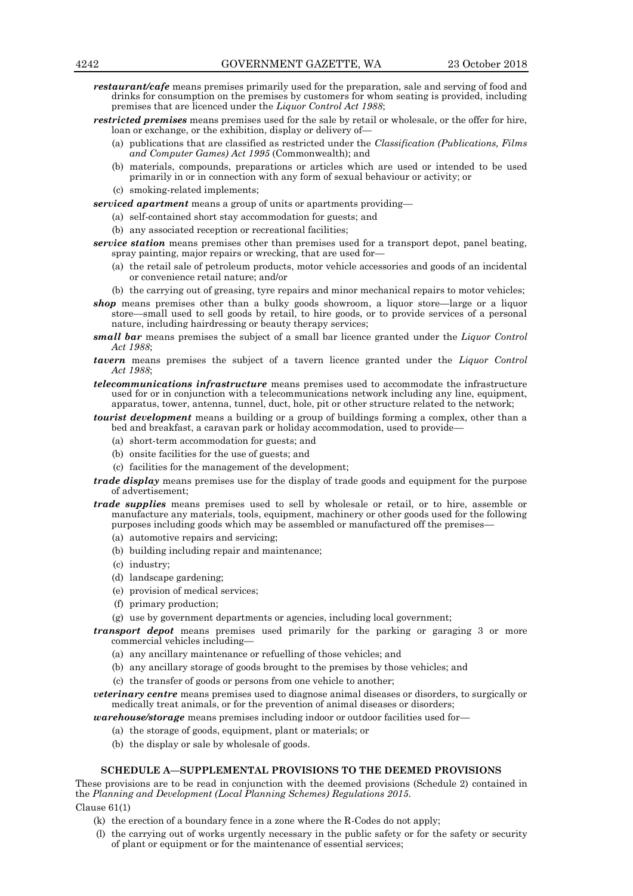***restaurant/cafe*** means premises primarily used for the preparation, sale and serving of food and drinks for consumption on the premises by customers for whom seating is provided, including premises that are licenced under the *Liquor Control Act 1988*;

***restricted premises*** means premises used for the sale by retail or wholesale, or the offer for hire, loan or exchange, or the exhibition, display or delivery of—

- (a) publications that are classified as restricted under the *Classification (Publications, Films and Computer Games) Act 1995* (Commonwealth); and
- (b) materials, compounds, preparations or articles which are used or intended to be used primarily in or in connection with any form of sexual behaviour or activity; or
- (c) smoking-related implements;

***serviced apartment*** means a group of units or apartments providing—

- (a) self-contained short stay accommodation for guests; and
- (b) any associated reception or recreational facilities;

***service station*** means premises other than premises used for a transport depot, panel beating, spray painting, major repairs or wrecking, that are used for—

- (a) the retail sale of petroleum products, motor vehicle accessories and goods of an incidental or convenience retail nature; and/or
- (b) the carrying out of greasing, tyre repairs and minor mechanical repairs to motor vehicles;

***shop*** means premises other than a bulky goods showroom, a liquor store—large or a liquor store—small used to sell goods by retail, to hire goods, or to provide services of a personal nature, including hairdressing or beauty therapy services;

***small bar*** means premises the subject of a small bar licence granted under the *Liquor Control Act 1988*;

***tavern*** means premises the subject of a tavern licence granted under the *Liquor Control Act 1988*;

***telecommunications infrastructure*** means premises used to accommodate the infrastructure used for or in conjunction with a telecommunications network including any line, equipment, apparatus, tower, antenna, tunnel, duct, hole, pit or other structure related to the network;

***tourist development*** means a building or a group of buildings forming a complex, other than a bed and breakfast, a caravan park or holiday accommodation, used to provide—

- (a) short-term accommodation for guests; and
- (b) onsite facilities for the use of guests; and
- (c) facilities for the management of the development;

***trade display*** means premises use for the display of trade goods and equipment for the purpose of advertisement;

***trade supplies*** means premises used to sell by wholesale or retail, or to hire, assemble or manufacture any materials, tools, equipment, machinery or other goods used for the following purposes including goods which may be assembled or manufactured off the premises—

- (a) automotive repairs and servicing;
- (b) building including repair and maintenance;
- (c) industry;
- (d) landscape gardening;
- (e) provision of medical services;
- (f) primary production;
- (g) use by government departments or agencies, including local government;

***transport depot*** means premises used primarily for the parking or garaging 3 or more commercial vehicles including—

- (a) any ancillary maintenance or refuelling of those vehicles; and
- (b) any ancillary storage of goods brought to the premises by those vehicles; and
- (c) the transfer of goods or persons from one vehicle to another;

***veterinary centre*** means premises used to diagnose animal diseases or disorders, to surgically or medically treat animals, or for the prevention of animal diseases or disorders;

***warehouse/storage*** means premises including indoor or outdoor facilities used for—

- (a) the storage of goods, equipment, plant or materials; or
- (b) the display or sale by wholesale of goods.

## SCHEDULE A—SUPPLEMENTAL PROVISIONS TO THE DEEMED PROVISIONS

These provisions are to be read in conjunction with the deemed provisions (Schedule 2) contained in the *Planning and Development (Local Planning Schemes) Regulations 2015*.

Clause 61(1)

- (k) the erection of a boundary fence in a zone where the R-Codes do not apply;
- (l) the carrying out of works urgently necessary in the public safety or for the safety or security of plant or equipment or for the maintenance of essential services;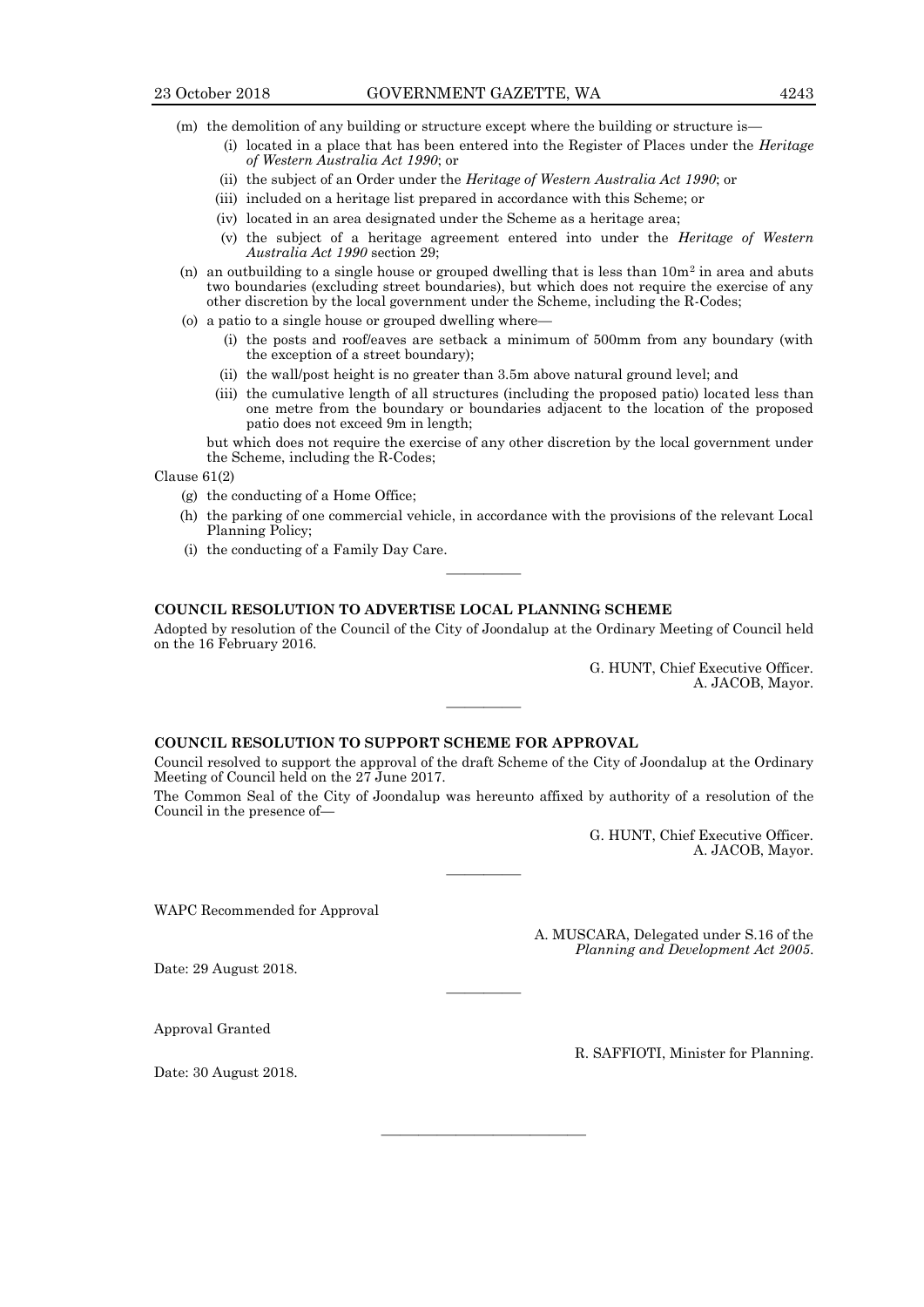(m) the demolition of any building or structure except where the building or structure is—

(i) located in a place that has been entered into the Register of Places under the *Heritage of Western Australia Act 1990*; or

(ii) the subject of an Order under the *Heritage of Western Australia Act 1990*; or

(iii) included on a heritage list prepared in accordance with this Scheme; or

(iv) located in an area designated under the Scheme as a heritage area;

(v) the subject of a heritage agreement entered into under the *Heritage of Western Australia Act 1990* section 29;

(n) an outbuilding to a single house or grouped dwelling that is less than $10m^2$ in area and abuts two boundaries (excluding street boundaries), but which does not require the exercise of any other discretion by the local government under the Scheme, including the R-Codes;

(o) a patio to a single house or grouped dwelling where—

(i) the posts and roof/eaves are setback a minimum of 500mm from any boundary (with the exception of a street boundary);

(ii) the wall/post height is no greater than 3.5m above natural ground level; and

(iii) the cumulative length of all structures (including the proposed patio) located less than one metre from the boundary or boundaries adjacent to the location of the proposed patio does not exceed 9m in length;

but which does not require the exercise of any other discretion by the local government under the Scheme, including the R-Codes;

Clause 61(2)

(g) the conducting of a Home Office;

(h) the parking of one commercial vehicle, in accordance with the provisions of the relevant Local Planning Policy;

(i) the conducting of a Family Day Care.

---

**COUNCIL RESOLUTION TO ADVERTISE LOCAL PLANNING SCHEME**

Adopted by resolution of the Council of the City of Joondalup at the Ordinary Meeting of Council held on the 16 February 2016.

G. HUNT, Chief Executive Officer.
A. JACOB, Mayor.

---

**COUNCIL RESOLUTION TO SUPPORT SCHEME FOR APPROVAL**

Council resolved to support the approval of the draft Scheme of the City of Joondalup at the Ordinary Meeting of Council held on the 27 June 2017.

The Common Seal of the City of Joondalup was hereunto affixed by authority of a resolution of the Council in the presence of—

G. HUNT, Chief Executive Officer.
A. JACOB, Mayor.

---

WAPC Recommended for Approval

A. MUSCARA, Delegated under S.16 of the *Planning and Development Act 2005*.

Date: 29 August 2018.

---

Approval Granted

R. SAFFIOTI, Minister for Planning.

Date: 30 August 2018.

---